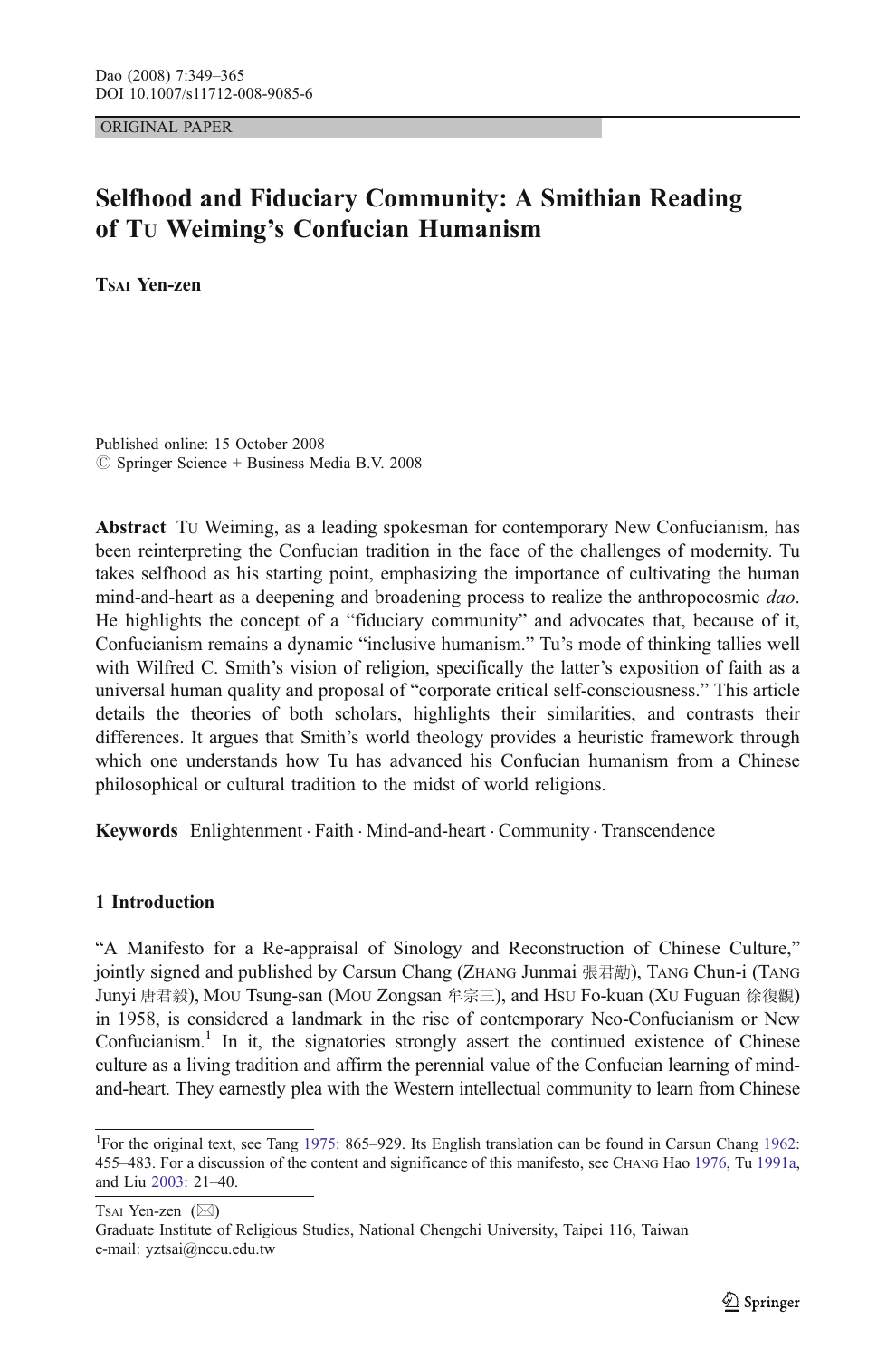ORIGINAL PAPER

# Selfhood and Fiduciary Community: A Smithian Reading of Tu Weiming's Confucian Humanism

**Tsai Yen-zen**

Published online: 15 October 2008
© Springer Science + Business Media B.V. 2008

**Abstract** Tu Weiming, as a leading spokesman for contemporary New Confucianism, has been reinterpreting the Confucian tradition in the face of the challenges of modernity. Tu takes selfhood as his starting point, emphasizing the importance of cultivating the human mind-and-heart as a deepening and broadening process to realize the anthropocosmic *dao*. He highlights the concept of a "fiduciary community" and advocates that, because of it, Confucianism remains a dynamic "inclusive humanism." Tu's mode of thinking tallies well with Wilfred C. Smith's vision of religion, specifically the latter's exposition of faith as a universal human quality and proposal of "corporate critical self-consciousness." This article details the theories of both scholars, highlights their similarities, and contrasts their differences. It argues that Smith's world theology provides a heuristic framework through which one understands how Tu has advanced his Confucian humanism from a Chinese philosophical or cultural tradition to the midst of world religions.

**Keywords** Enlightenment · Faith · Mind-and-heart · Community · Transcendence

## 1 Introduction

"A Manifesto for a Re-appraisal of Sinology and Reconstruction of Chinese Culture," jointly signed and published by Carsun Chang (Zhang Junmai 張君勱), Tang Chun-i (Tang Junyi 唐君毅), Mou Tsung-san (Mou Zongsan 牟宗三), and Hsu Fo-kuan (Xu Fuguan 徐復觀) in 1958, is considered a landmark in the rise of contemporary Neo-Confucianism or New Confucianism.[1] In it, the signatories strongly assert the continued existence of Chinese culture as a living tradition and affirm the perennial value of the Confucian learning of mind-and-heart. They earnestly plea with the Western intellectual community to learn from Chinese

[1] For the original text, see Tang 1975: 865–929. Its English translation can be found in Carsun Chang 1962: 455–483. For a discussion of the content and significance of this manifesto, see Chang Hao 1976, Tu 1991a, and Liu 2003: 21–40.

Tsai Yen-zen (✉)
Graduate Institute of Religious Studies, National Chengchi University, Taipei 116, Taiwan
e-mail: yztsai@nccu.edu.tw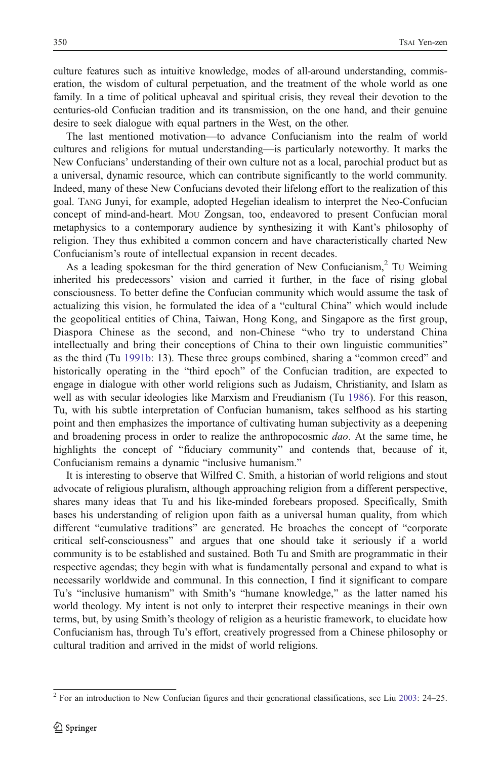culture features such as intuitive knowledge, modes of all-around understanding, commiseration, the wisdom of cultural perpetuation, and the treatment of the whole world as one family. In a time of political upheaval and spiritual crisis, they reveal their devotion to the centuries-old Confucian tradition and its transmission, on the one hand, and their genuine desire to seek dialogue with equal partners in the West, on the other.

The last mentioned motivation—to advance Confucianism into the realm of world cultures and religions for mutual understanding—is particularly noteworthy. It marks the New Confucians' understanding of their own culture not as a local, parochial product but as a universal, dynamic resource, which can contribute significantly to the world community. Indeed, many of these New Confucians devoted their lifelong effort to the realization of this goal. TANG Junyi, for example, adopted Hegelian idealism to interpret the Neo-Confucian concept of mind-and-heart. MOU Zongsan, too, endeavored to present Confucian moral metaphysics to a contemporary audience by synthesizing it with Kant's philosophy of religion. They thus exhibited a common concern and have characteristically charted New Confucianism's route of intellectual expansion in recent decades.

As a leading spokesman for the third generation of New Confucianism,[2] TU Weiming inherited his predecessors' vision and carried it further, in the face of rising global consciousness. To better define the Confucian community which would assume the task of actualizing this vision, he formulated the idea of a "cultural China" which would include the geopolitical entities of China, Taiwan, Hong Kong, and Singapore as the first group, Diaspora Chinese as the second, and non-Chinese "who try to understand China intellectually and bring their conceptions of China to their own linguistic communities" as the third (Tu 1991b: 13). These three groups combined, sharing a "common creed" and historically operating in the "third epoch" of the Confucian tradition, are expected to engage in dialogue with other world religions such as Judaism, Christianity, and Islam as well as with secular ideologies like Marxism and Freudianism (Tu 1986). For this reason, Tu, with his subtle interpretation of Confucian humanism, takes selfhood as his starting point and then emphasizes the importance of cultivating human subjectivity as a deepening and broadening process in order to realize the anthropocosmic *dao*. At the same time, he highlights the concept of "fiduciary community" and contends that, because of it, Confucianism remains a dynamic "inclusive humanism."

It is interesting to observe that Wilfred C. Smith, a historian of world religions and stout advocate of religious pluralism, although approaching religion from a different perspective, shares many ideas that Tu and his like-minded forebears proposed. Specifically, Smith bases his understanding of religion upon faith as a universal human quality, from which different "cumulative traditions" are generated. He broaches the concept of "corporate critical self-consciousness" and argues that one should take it seriously if a world community is to be established and sustained. Both Tu and Smith are programmatic in their respective agendas; they begin with what is fundamentally personal and expand to what is necessarily worldwide and communal. In this connection, I find it significant to compare Tu's "inclusive humanism" with Smith's "humane knowledge," as the latter named his world theology. My intent is not only to interpret their respective meanings in their own terms, but, by using Smith's theology of religion as a heuristic framework, to elucidate how Confucianism has, through Tu's effort, creatively progressed from a Chinese philosophy or cultural tradition and arrived in the midst of world religions.

[2] For an introduction to New Confucian figures and their generational classifications, see Liu 2003: 24–25.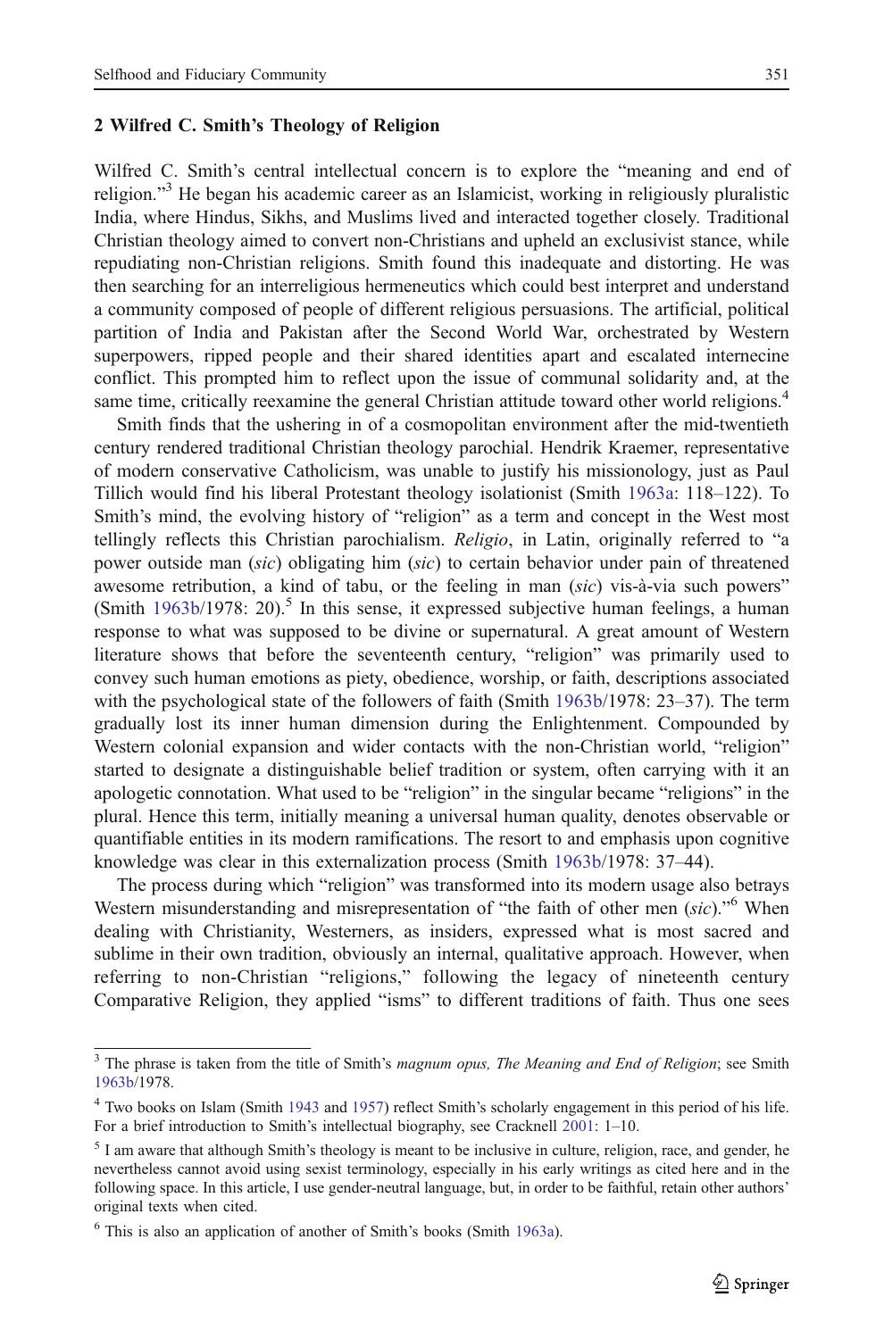## 2 Wilfred C. Smith's Theology of Religion

Wilfred C. Smith's central intellectual concern is to explore the "meaning and end of religion."[3] He began his academic career as an Islamicist, working in religiously pluralistic India, where Hindus, Sikhs, and Muslims lived and interacted together closely. Traditional Christian theology aimed to convert non-Christians and upheld an exclusivist stance, while repudiating non-Christian religions. Smith found this inadequate and distorting. He was then searching for an interreligious hermeneutics which could best interpret and understand a community composed of people of different religious persuasions. The artificial, political partition of India and Pakistan after the Second World War, orchestrated by Western superpowers, ripped people and their shared identities apart and escalated internecine conflict. This prompted him to reflect upon the issue of communal solidarity and, at the same time, critically reexamine the general Christian attitude toward other world religions.[4]

Smith finds that the ushering in of a cosmopolitan environment after the mid-twentieth century rendered traditional Christian theology parochial. Hendrik Kraemer, representative of modern conservative Catholicism, was unable to justify his missionology, just as Paul Tillich would find his liberal Protestant theology isolationist (Smith 1963a: 118–122). To Smith's mind, the evolving history of "religion" as a term and concept in the West most tellingly reflects this Christian parochialism. *Religio*, in Latin, originally referred to "a power outside man (*sic*) obligating him (*sic*) to certain behavior under pain of threatened awesome retribution, a kind of tabu, or the feeling in man (*sic*) vis-à-vis such powers" (Smith 1963b/1978: 20).[5] In this sense, it expressed subjective human feelings, a human response to what was supposed to be divine or supernatural. A great amount of Western literature shows that before the seventeenth century, "religion" was primarily used to convey such human emotions as piety, obedience, worship, or faith, descriptions associated with the psychological state of the followers of faith (Smith 1963b/1978: 23–37). The term gradually lost its inner human dimension during the Enlightenment. Compounded by Western colonial expansion and wider contacts with the non-Christian world, "religion" started to designate a distinguishable belief tradition or system, often carrying with it an apologetic connotation. What used to be "religion" in the singular became "religions" in the plural. Hence this term, initially meaning a universal human quality, denotes observable or quantifiable entities in its modern ramifications. The resort to and emphasis upon cognitive knowledge was clear in this externalization process (Smith 1963b/1978: 37–44).

The process during which "religion" was transformed into its modern usage also betrays Western misunderstanding and misrepresentation of "the faith of other men (*sic*)."[6] When dealing with Christianity, Westerners, as insiders, expressed what is most sacred and sublime in their own tradition, obviously an internal, qualitative approach. However, when referring to non-Christian "religions," following the legacy of nineteenth century Comparative Religion, they applied "isms" to different traditions of faith. Thus one sees

---

[3] The phrase is taken from the title of Smith's *magnum opus, The Meaning and End of Religion*; see Smith 1963b/1978.

[4] Two books on Islam (Smith 1943 and 1957) reflect Smith's scholarly engagement in this period of his life. For a brief introduction to Smith's intellectual biography, see Cracknell 2001: 1–10.

[5] I am aware that although Smith's theology is meant to be inclusive in culture, religion, race, and gender, he nevertheless cannot avoid using sexist terminology, especially in his early writings as cited here and in the following space. In this article, I use gender-neutral language, but, in order to be faithful, retain other authors' original texts when cited.

[6] This is also an application of another of Smith's books (Smith 1963a).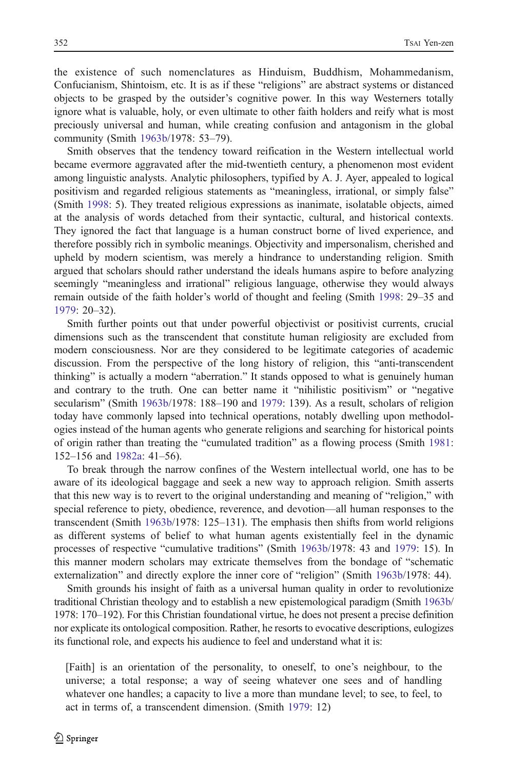the existence of such nomenclatures as Hinduism, Buddhism, Mohammedanism, Confucianism, Shintoism, etc. It is as if these "religions" are abstract systems or distanced objects to be grasped by the outsider's cognitive power. In this way Westerners totally ignore what is valuable, holy, or even ultimate to other faith holders and reify what is most preciously universal and human, while creating confusion and antagonism in the global community (Smith 1963b/1978: 53–79).

Smith observes that the tendency toward reification in the Western intellectual world became evermore aggravated after the mid-twentieth century, a phenomenon most evident among linguistic analysts. Analytic philosophers, typified by A. J. Ayer, appealed to logical positivism and regarded religious statements as "meaningless, irrational, or simply false" (Smith 1998: 5). They treated religious expressions as inanimate, isolatable objects, aimed at the analysis of words detached from their syntactic, cultural, and historical contexts. They ignored the fact that language is a human construct borne of lived experience, and therefore possibly rich in symbolic meanings. Objectivity and impersonalism, cherished and upheld by modern scientism, was merely a hindrance to understanding religion. Smith argued that scholars should rather understand the ideals humans aspire to before analyzing seemingly "meaningless and irrational" religious language, otherwise they would always remain outside of the faith holder's world of thought and feeling (Smith 1998: 29–35 and 1979: 20–32).

Smith further points out that under powerful objectivist or positivist currents, crucial dimensions such as the transcendent that constitute human religiosity are excluded from modern consciousness. Nor are they considered to be legitimate categories of academic discussion. From the perspective of the long history of religion, this "anti-transcendent thinking" is actually a modern "aberration." It stands opposed to what is genuinely human and contrary to the truth. One can better name it "nihilistic positivism" or "negative secularism" (Smith 1963b/1978: 188–190 and 1979: 139). As a result, scholars of religion today have commonly lapsed into technical operations, notably dwelling upon methodologies instead of the human agents who generate religions and searching for historical points of origin rather than treating the "cumulated tradition" as a flowing process (Smith 1981: 152–156 and 1982a: 41–56).

To break through the narrow confines of the Western intellectual world, one has to be aware of its ideological baggage and seek a new way to approach religion. Smith asserts that this new way is to revert to the original understanding and meaning of "religion," with special reference to piety, obedience, reverence, and devotion—all human responses to the transcendent (Smith 1963b/1978: 125–131). The emphasis then shifts from world religions as different systems of belief to what human agents existentially feel in the dynamic processes of respective "cumulative traditions" (Smith 1963b/1978: 43 and 1979: 15). In this manner modern scholars may extricate themselves from the bondage of "schematic externalization" and directly explore the inner core of "religion" (Smith 1963b/1978: 44).

Smith grounds his insight of faith as a universal human quality in order to revolutionize traditional Christian theology and to establish a new epistemological paradigm (Smith 1963b/1978: 170–192). For this Christian foundational virtue, he does not present a precise definition nor explicate its ontological composition. Rather, he resorts to evocative descriptions, eulogizes its functional role, and expects his audience to feel and understand what it is:

> [Faith] is an orientation of the personality, to oneself, to one's neighbour, to the universe; a total response; a way of seeing whatever one sees and of handling whatever one handles; a capacity to live a more than mundane level; to see, to feel, to act in terms of, a transcendent dimension. (Smith 1979: 12)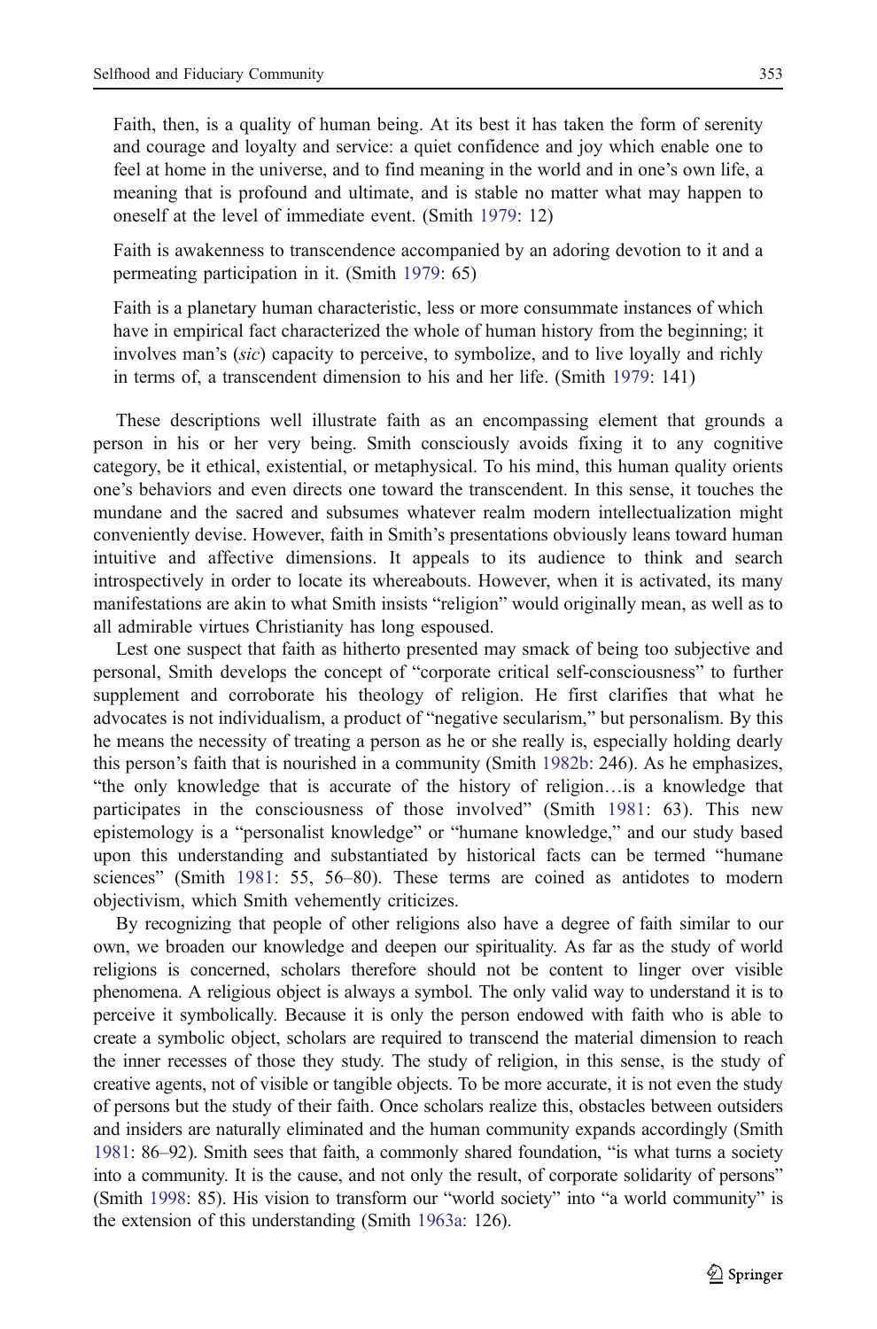> Faith, then, is a quality of human being. At its best it has taken the form of serenity and courage and loyalty and service: a quiet confidence and joy which enable one to feel at home in the universe, and to find meaning in the world and in one's own life, a meaning that is profound and ultimate, and is stable no matter what may happen to oneself at the level of immediate event. (Smith 1979: 12)

> Faith is awakenness to transcendence accompanied by an adoring devotion to it and a permeating participation in it. (Smith 1979: 65)

> Faith is a planetary human characteristic, less or more consummate instances of which have in empirical fact characterized the whole of human history from the beginning; it involves man's (*sic*) capacity to perceive, to symbolize, and to live loyally and richly in terms of, a transcendent dimension to his and her life. (Smith 1979: 141)

These descriptions well illustrate faith as an encompassing element that grounds a person in his or her very being. Smith consciously avoids fixing it to any cognitive category, be it ethical, existential, or metaphysical. To his mind, this human quality orients one's behaviors and even directs one toward the transcendent. In this sense, it touches the mundane and the sacred and subsumes whatever realm modern intellectualization might conveniently devise. However, faith in Smith's presentations obviously leans toward human intuitive and affective dimensions. It appeals to its audience to think and search introspectively in order to locate its whereabouts. However, when it is activated, its many manifestations are akin to what Smith insists "religion" would originally mean, as well as to all admirable virtues Christianity has long espoused.

Lest one suspect that faith as hitherto presented may smack of being too subjective and personal, Smith develops the concept of "corporate critical self-consciousness" to further supplement and corroborate his theology of religion. He first clarifies that what he advocates is not individualism, a product of "negative secularism," but personalism. By this he means the necessity of treating a person as he or she really is, especially holding dearly this person's faith that is nourished in a community (Smith 1982b: 246). As he emphasizes, "the only knowledge that is accurate of the history of religion…is a knowledge that participates in the consciousness of those involved" (Smith 1981: 63). This new epistemology is a "personalist knowledge" or "humane knowledge," and our study based upon this understanding and substantiated by historical facts can be termed "humane sciences" (Smith 1981: 55, 56–80). These terms are coined as antidotes to modern objectivism, which Smith vehemently criticizes.

By recognizing that people of other religions also have a degree of faith similar to our own, we broaden our knowledge and deepen our spirituality. As far as the study of world religions is concerned, scholars therefore should not be content to linger over visible phenomena. A religious object is always a symbol. The only valid way to understand it is to perceive it symbolically. Because it is only the person endowed with faith who is able to create a symbolic object, scholars are required to transcend the material dimension to reach the inner recesses of those they study. The study of religion, in this sense, is the study of creative agents, not of visible or tangible objects. To be more accurate, it is not even the study of persons but the study of their faith. Once scholars realize this, obstacles between outsiders and insiders are naturally eliminated and the human community expands accordingly (Smith 1981: 86–92). Smith sees that faith, a commonly shared foundation, "is what turns a society into a community. It is the cause, and not only the result, of corporate solidarity of persons" (Smith 1998: 85). His vision to transform our "world society" into "a world community" is the extension of this understanding (Smith 1963a: 126).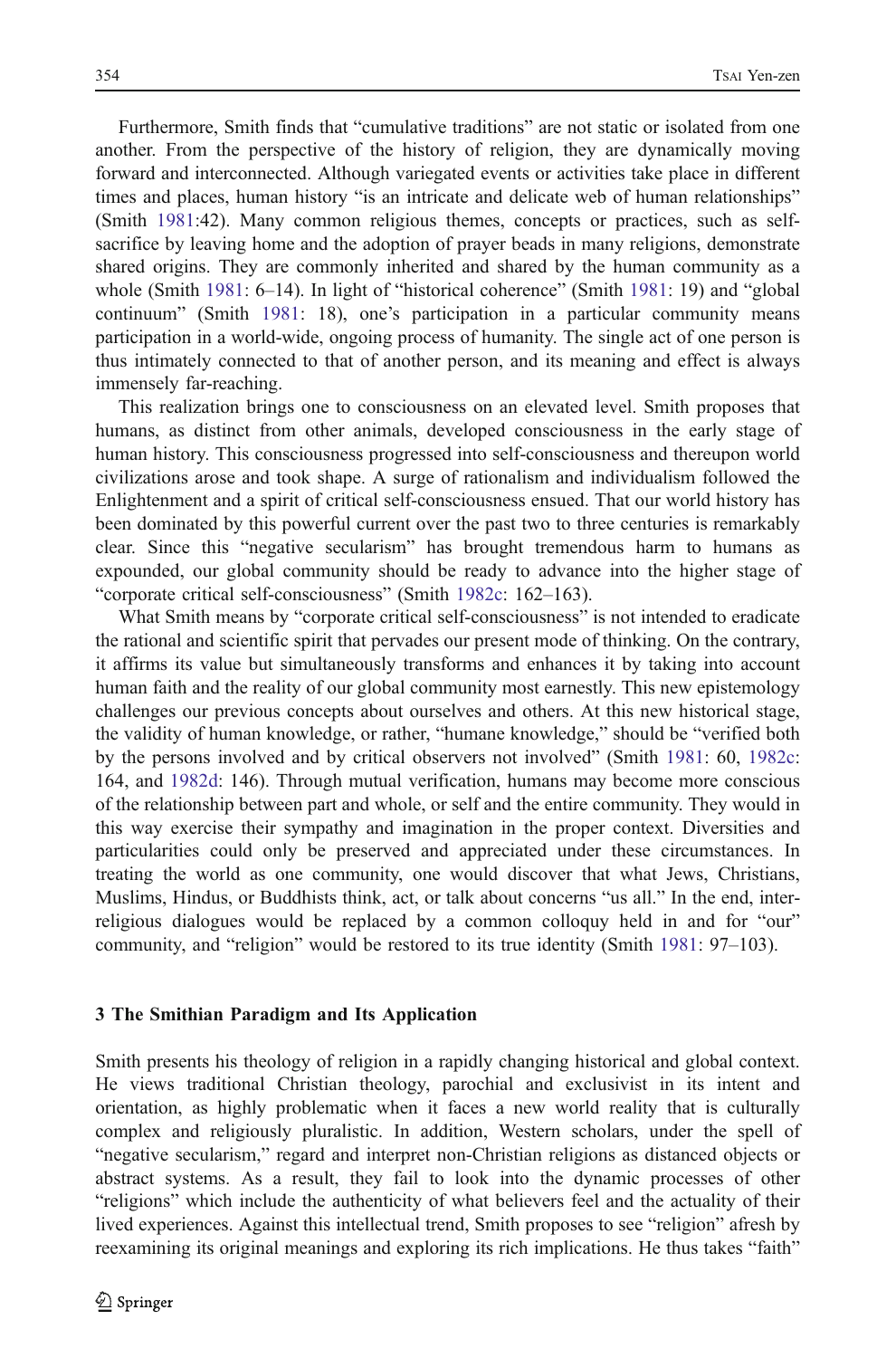Furthermore, Smith finds that "cumulative traditions" are not static or isolated from one another. From the perspective of the history of religion, they are dynamically moving forward and interconnected. Although variegated events or activities take place in different times and places, human history "is an intricate and delicate web of human relationships" (Smith 1981:42). Many common religious themes, concepts or practices, such as self-sacrifice by leaving home and the adoption of prayer beads in many religions, demonstrate shared origins. They are commonly inherited and shared by the human community as a whole (Smith 1981: 6–14). In light of "historical coherence" (Smith 1981: 19) and "global continuum" (Smith 1981: 18), one's participation in a particular community means participation in a world-wide, ongoing process of humanity. The single act of one person is thus intimately connected to that of another person, and its meaning and effect is always immensely far-reaching.

This realization brings one to consciousness on an elevated level. Smith proposes that humans, as distinct from other animals, developed consciousness in the early stage of human history. This consciousness progressed into self-consciousness and thereupon world civilizations arose and took shape. A surge of rationalism and individualism followed the Enlightenment and a spirit of critical self-consciousness ensued. That our world history has been dominated by this powerful current over the past two to three centuries is remarkably clear. Since this "negative secularism" has brought tremendous harm to humans as expounded, our global community should be ready to advance into the higher stage of "corporate critical self-consciousness" (Smith 1982c: 162–163).

What Smith means by "corporate critical self-consciousness" is not intended to eradicate the rational and scientific spirit that pervades our present mode of thinking. On the contrary, it affirms its value but simultaneously transforms and enhances it by taking into account human faith and the reality of our global community most earnestly. This new epistemology challenges our previous concepts about ourselves and others. At this new historical stage, the validity of human knowledge, or rather, "humane knowledge," should be "verified both by the persons involved and by critical observers not involved" (Smith 1981: 60, 1982c: 164, and 1982d: 146). Through mutual verification, humans may become more conscious of the relationship between part and whole, or self and the entire community. They would in this way exercise their sympathy and imagination in the proper context. Diversities and particularities could only be preserved and appreciated under these circumstances. In treating the world as one community, one would discover that what Jews, Christians, Muslims, Hindus, or Buddhists think, act, or talk about concerns "us all." In the end, inter-religious dialogues would be replaced by a common colloquy held in and for "our" community, and "religion" would be restored to its true identity (Smith 1981: 97–103).

## 3 The Smithian Paradigm and Its Application

Smith presents his theology of religion in a rapidly changing historical and global context. He views traditional Christian theology, parochial and exclusivist in its intent and orientation, as highly problematic when it faces a new world reality that is culturally complex and religiously pluralistic. In addition, Western scholars, under the spell of "negative secularism," regard and interpret non-Christian religions as distanced objects or abstract systems. As a result, they fail to look into the dynamic processes of other "religions" which include the authenticity of what believers feel and the actuality of their lived experiences. Against this intellectual trend, Smith proposes to see "religion" afresh by reexamining its original meanings and exploring its rich implications. He thus takes "faith"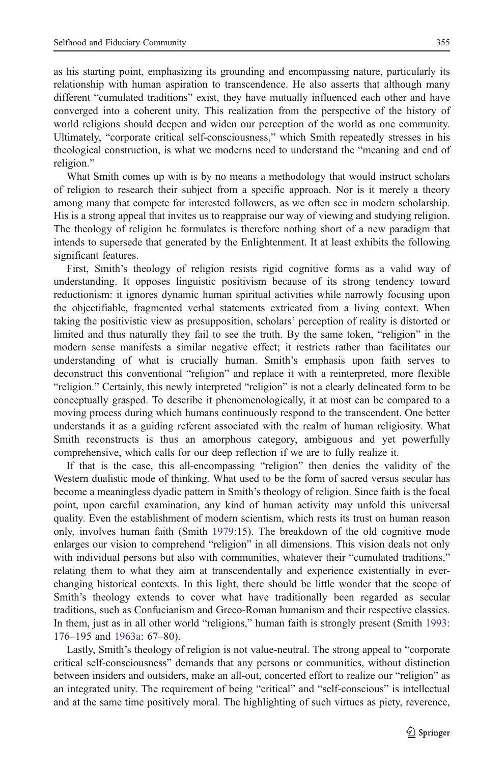as his starting point, emphasizing its grounding and encompassing nature, particularly its relationship with human aspiration to transcendence. He also asserts that although many different "cumulated traditions" exist, they have mutually influenced each other and have converged into a coherent unity. This realization from the perspective of the history of world religions should deepen and widen our perception of the world as one community. Ultimately, "corporate critical self-consciousness," which Smith repeatedly stresses in his theological construction, is what we moderns need to understand the "meaning and end of religion."

What Smith comes up with is by no means a methodology that would instruct scholars of religion to research their subject from a specific approach. Nor is it merely a theory among many that compete for interested followers, as we often see in modern scholarship. His is a strong appeal that invites us to reappraise our way of viewing and studying religion. The theology of religion he formulates is therefore nothing short of a new paradigm that intends to supersede that generated by the Enlightenment. It at least exhibits the following significant features.

First, Smith's theology of religion resists rigid cognitive forms as a valid way of understanding. It opposes linguistic positivism because of its strong tendency toward reductionism: it ignores dynamic human spiritual activities while narrowly focusing upon the objectifiable, fragmented verbal statements extricated from a living context. When taking the positivistic view as presupposition, scholars' perception of reality is distorted or limited and thus naturally they fail to see the truth. By the same token, "religion" in the modern sense manifests a similar negative effect; it restricts rather than facilitates our understanding of what is crucially human. Smith's emphasis upon faith serves to deconstruct this conventional "religion" and replace it with a reinterpreted, more flexible "religion." Certainly, this newly interpreted "religion" is not a clearly delineated form to be conceptually grasped. To describe it phenomenologically, it at most can be compared to a moving process during which humans continuously respond to the transcendent. One better understands it as a guiding referent associated with the realm of human religiosity. What Smith reconstructs is thus an amorphous category, ambiguous and yet powerfully comprehensive, which calls for our deep reflection if we are to fully realize it.

If that is the case, this all-encompassing "religion" then denies the validity of the Western dualistic mode of thinking. What used to be the form of sacred versus secular has become a meaningless dyadic pattern in Smith's theology of religion. Since faith is the focal point, upon careful examination, any kind of human activity may unfold this universal quality. Even the establishment of modern scientism, which rests its trust on human reason only, involves human faith (Smith 1979:15). The breakdown of the old cognitive mode enlarges our vision to comprehend "religion" in all dimensions. This vision deals not only with individual persons but also with communities, whatever their "cumulated traditions," relating them to what they aim at transcendentally and experience existentially in ever-changing historical contexts. In this light, there should be little wonder that the scope of Smith's theology extends to cover what have traditionally been regarded as secular traditions, such as Confucianism and Greco-Roman humanism and their respective classics. In them, just as in all other world "religions," human faith is strongly present (Smith 1993: 176–195 and 1963a: 67–80).

Lastly, Smith's theology of religion is not value-neutral. The strong appeal to "corporate critical self-consciousness" demands that any persons or communities, without distinction between insiders and outsiders, make an all-out, concerted effort to realize our "religion" as an integrated unity. The requirement of being "critical" and "self-conscious" is intellectual and at the same time positively moral. The highlighting of such virtues as piety, reverence,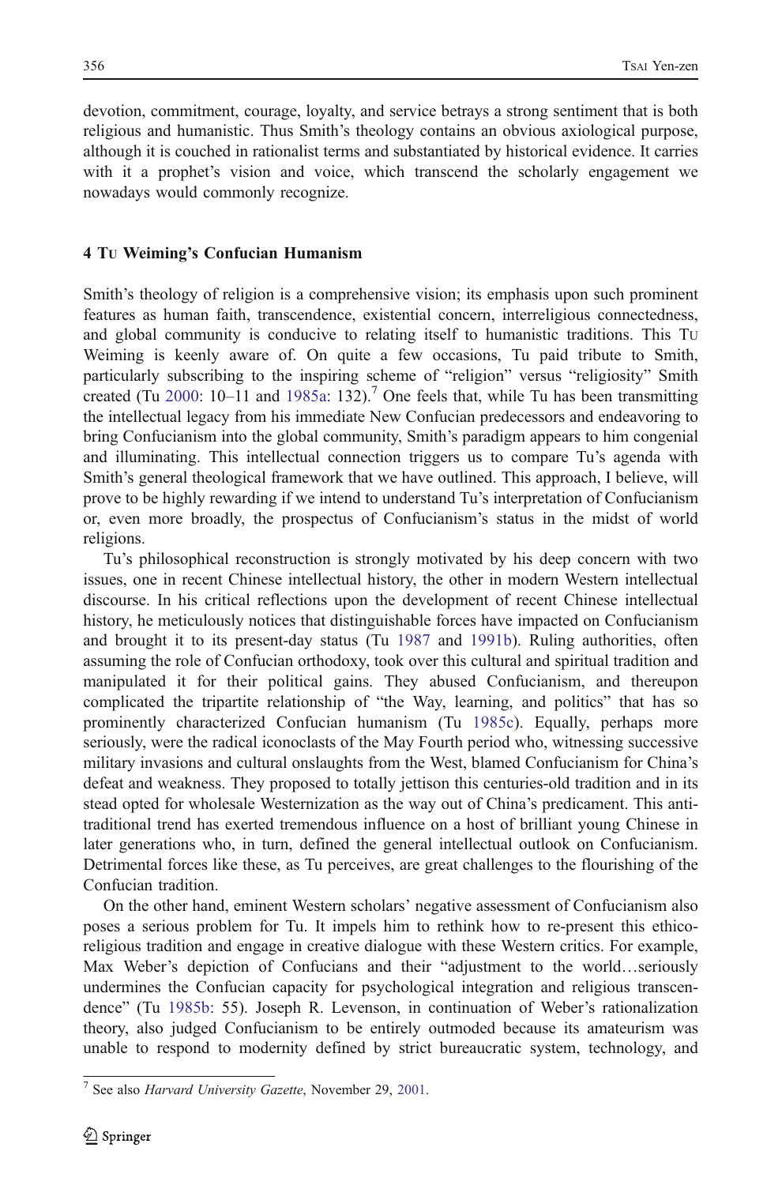devotion, commitment, courage, loyalty, and service betrays a strong sentiment that is both religious and humanistic. Thus Smith's theology contains an obvious axiological purpose, although it is couched in rationalist terms and substantiated by historical evidence. It carries with it a prophet's vision and voice, which transcend the scholarly engagement we nowadays would commonly recognize.

## 4 Tu Weiming's Confucian Humanism

Smith's theology of religion is a comprehensive vision; its emphasis upon such prominent features as human faith, transcendence, existential concern, interreligious connectedness, and global community is conducive to relating itself to humanistic traditions. This Tu Weiming is keenly aware of. On quite a few occasions, Tu paid tribute to Smith, particularly subscribing to the inspiring scheme of "religion" versus "religiosity" Smith created (Tu 2000: 10–11 and 1985a: 132).[7] One feels that, while Tu has been transmitting the intellectual legacy from his immediate New Confucian predecessors and endeavoring to bring Confucianism into the global community, Smith's paradigm appears to him congenial and illuminating. This intellectual connection triggers us to compare Tu's agenda with Smith's general theological framework that we have outlined. This approach, I believe, will prove to be highly rewarding if we intend to understand Tu's interpretation of Confucianism or, even more broadly, the prospectus of Confucianism's status in the midst of world religions.

Tu's philosophical reconstruction is strongly motivated by his deep concern with two issues, one in recent Chinese intellectual history, the other in modern Western intellectual discourse. In his critical reflections upon the development of recent Chinese intellectual history, he meticulously notices that distinguishable forces have impacted on Confucianism and brought it to its present-day status (Tu 1987 and 1991b). Ruling authorities, often assuming the role of Confucian orthodoxy, took over this cultural and spiritual tradition and manipulated it for their political gains. They abused Confucianism, and thereupon complicated the tripartite relationship of "the Way, learning, and politics" that has so prominently characterized Confucian humanism (Tu 1985c). Equally, perhaps more seriously, were the radical iconoclasts of the May Fourth period who, witnessing successive military invasions and cultural onslaughts from the West, blamed Confucianism for China's defeat and weakness. They proposed to totally jettison this centuries-old tradition and in its stead opted for wholesale Westernization as the way out of China's predicament. This anti-traditional trend has exerted tremendous influence on a host of brilliant young Chinese in later generations who, in turn, defined the general intellectual outlook on Confucianism. Detrimental forces like these, as Tu perceives, are great challenges to the flourishing of the Confucian tradition.

On the other hand, eminent Western scholars' negative assessment of Confucianism also poses a serious problem for Tu. It impels him to rethink how to re-present this ethico-religious tradition and engage in creative dialogue with these Western critics. For example, Max Weber's depiction of Confucians and their "adjustment to the world…seriously undermines the Confucian capacity for psychological integration and religious transcendence" (Tu 1985b: 55). Joseph R. Levenson, in continuation of Weber's rationalization theory, also judged Confucianism to be entirely outmoded because its amateurism was unable to respond to modernity defined by strict bureaucratic system, technology, and

[7] See also *Harvard University Gazette*, November 29, 2001.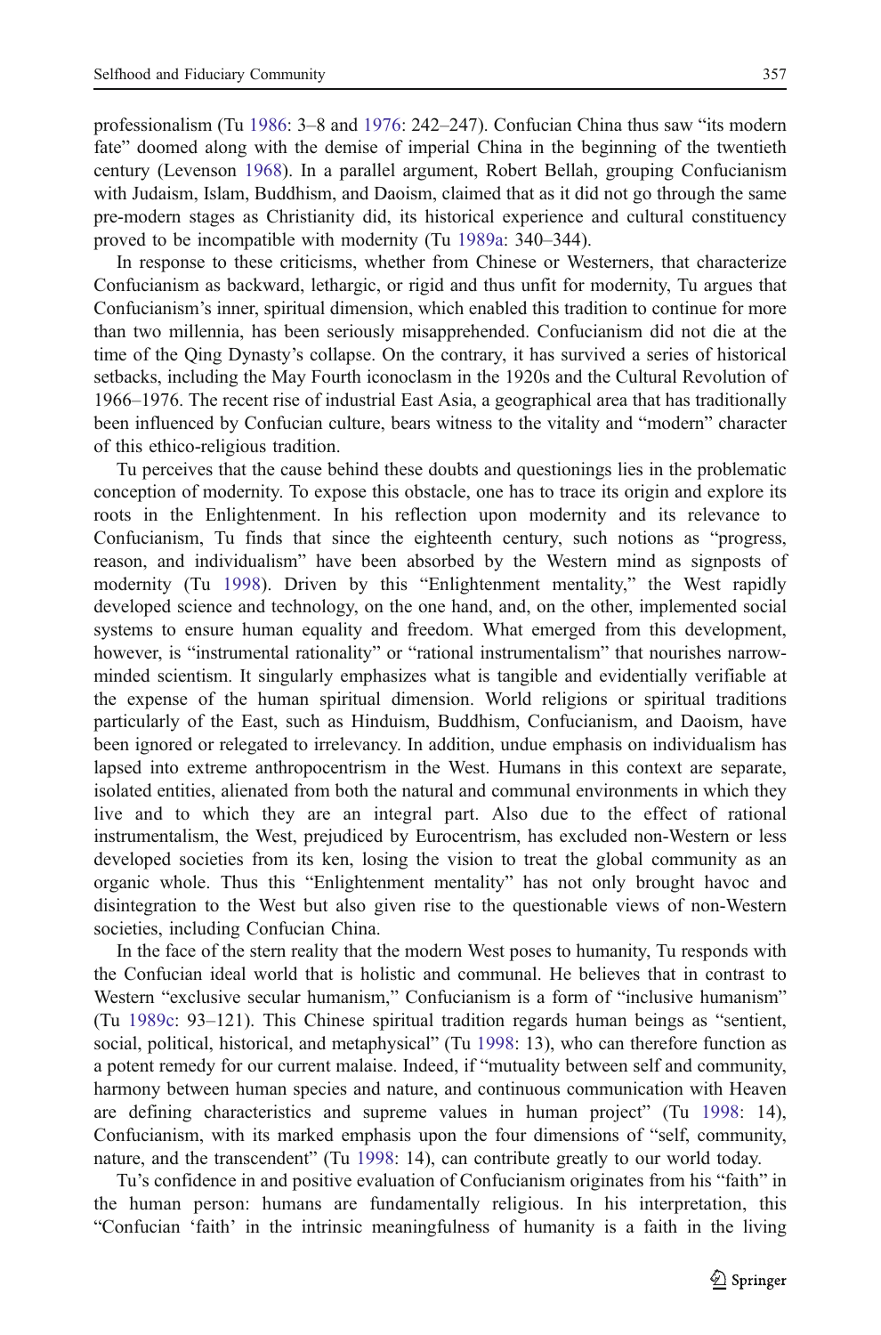professionalism (Tu 1986: 3–8 and 1976: 242–247). Confucian China thus saw "its modern fate" doomed along with the demise of imperial China in the beginning of the twentieth century (Levenson 1968). In a parallel argument, Robert Bellah, grouping Confucianism with Judaism, Islam, Buddhism, and Daoism, claimed that as it did not go through the same pre-modern stages as Christianity did, its historical experience and cultural constituency proved to be incompatible with modernity (Tu 1989a: 340–344).

In response to these criticisms, whether from Chinese or Westerners, that characterize Confucianism as backward, lethargic, or rigid and thus unfit for modernity, Tu argues that Confucianism's inner, spiritual dimension, which enabled this tradition to continue for more than two millennia, has been seriously misapprehended. Confucianism did not die at the time of the Qing Dynasty's collapse. On the contrary, it has survived a series of historical setbacks, including the May Fourth iconoclasm in the 1920s and the Cultural Revolution of 1966–1976. The recent rise of industrial East Asia, a geographical area that has traditionally been influenced by Confucian culture, bears witness to the vitality and "modern" character of this ethico-religious tradition.

Tu perceives that the cause behind these doubts and questionings lies in the problematic conception of modernity. To expose this obstacle, one has to trace its origin and explore its roots in the Enlightenment. In his reflection upon modernity and its relevance to Confucianism, Tu finds that since the eighteenth century, such notions as "progress, reason, and individualism" have been absorbed by the Western mind as signposts of modernity (Tu 1998). Driven by this "Enlightenment mentality," the West rapidly developed science and technology, on the one hand, and, on the other, implemented social systems to ensure human equality and freedom. What emerged from this development, however, is "instrumental rationality" or "rational instrumentalism" that nourishes narrow-minded scientism. It singularly emphasizes what is tangible and evidentially verifiable at the expense of the human spiritual dimension. World religions or spiritual traditions particularly of the East, such as Hinduism, Buddhism, Confucianism, and Daoism, have been ignored or relegated to irrelevancy. In addition, undue emphasis on individualism has lapsed into extreme anthropocentrism in the West. Humans in this context are separate, isolated entities, alienated from both the natural and communal environments in which they live and to which they are an integral part. Also due to the effect of rational instrumentalism, the West, prejudiced by Eurocentrism, has excluded non-Western or less developed societies from its ken, losing the vision to treat the global community as an organic whole. Thus this "Enlightenment mentality" has not only brought havoc and disintegration to the West but also given rise to the questionable views of non-Western societies, including Confucian China.

In the face of the stern reality that the modern West poses to humanity, Tu responds with the Confucian ideal world that is holistic and communal. He believes that in contrast to Western "exclusive secular humanism," Confucianism is a form of "inclusive humanism" (Tu 1989c: 93–121). This Chinese spiritual tradition regards human beings as "sentient, social, political, historical, and metaphysical" (Tu 1998: 13), who can therefore function as a potent remedy for our current malaise. Indeed, if "mutuality between self and community, harmony between human species and nature, and continuous communication with Heaven are defining characteristics and supreme values in human project" (Tu 1998: 14), Confucianism, with its marked emphasis upon the four dimensions of "self, community, nature, and the transcendent" (Tu 1998: 14), can contribute greatly to our world today.

Tu's confidence in and positive evaluation of Confucianism originates from his "faith" in the human person: humans are fundamentally religious. In his interpretation, this "Confucian 'faith' in the intrinsic meaningfulness of humanity is a faith in the living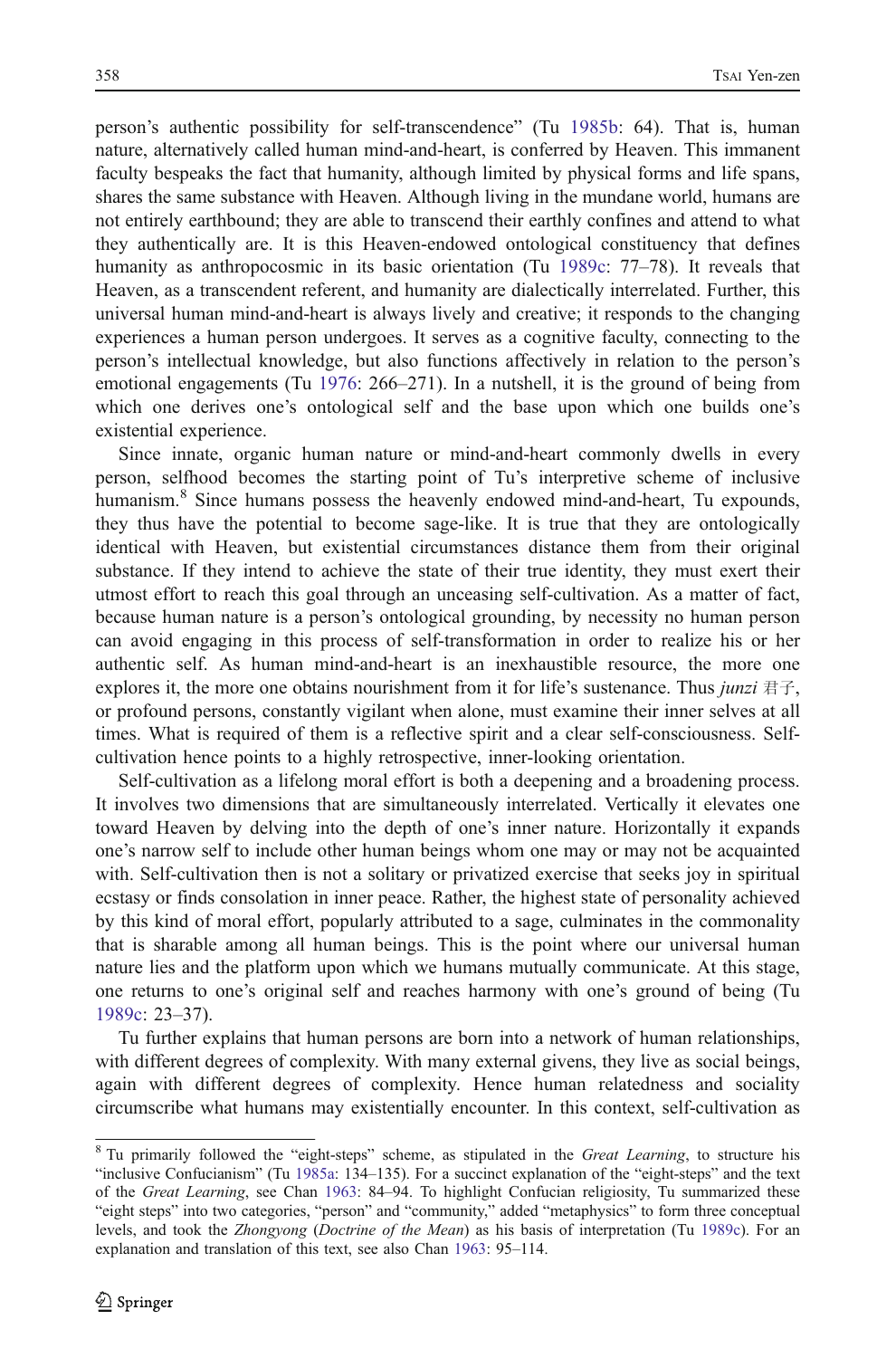person's authentic possibility for self-transcendence" (Tu 1985b: 64). That is, human nature, alternatively called human mind-and-heart, is conferred by Heaven. This immanent faculty bespeaks the fact that humanity, although limited by physical forms and life spans, shares the same substance with Heaven. Although living in the mundane world, humans are not entirely earthbound; they are able to transcend their earthly confines and attend to what they authentically are. It is this Heaven-endowed ontological constituency that defines humanity as anthropocosmic in its basic orientation (Tu 1989c: 77–78). It reveals that Heaven, as a transcendent referent, and humanity are dialectically interrelated. Further, this universal human mind-and-heart is always lively and creative; it responds to the changing experiences a human person undergoes. It serves as a cognitive faculty, connecting to the person's intellectual knowledge, but also functions affectively in relation to the person's emotional engagements (Tu 1976: 266–271). In a nutshell, it is the ground of being from which one derives one's ontological self and the base upon which one builds one's existential experience.

Since innate, organic human nature or mind-and-heart commonly dwells in every person, selfhood becomes the starting point of Tu's interpretive scheme of inclusive humanism.[8] Since humans possess the heavenly endowed mind-and-heart, Tu expounds, they thus have the potential to become sage-like. It is true that they are ontologically identical with Heaven, but existential circumstances distance them from their original substance. If they intend to achieve the state of their true identity, they must exert their utmost effort to reach this goal through an unceasing self-cultivation. As a matter of fact, because human nature is a person's ontological grounding, by necessity no human person can avoid engaging in this process of self-transformation in order to realize his or her authentic self. As human mind-and-heart is an inexhaustible resource, the more one explores it, the more one obtains nourishment from it for life's sustenance. Thus *junzi* 君子, or profound persons, constantly vigilant when alone, must examine their inner selves at all times. What is required of them is a reflective spirit and a clear self-consciousness. Self-cultivation hence points to a highly retrospective, inner-looking orientation.

Self-cultivation as a lifelong moral effort is both a deepening and a broadening process. It involves two dimensions that are simultaneously interrelated. Vertically it elevates one toward Heaven by delving into the depth of one's inner nature. Horizontally it expands one's narrow self to include other human beings whom one may or may not be acquainted with. Self-cultivation then is not a solitary or privatized exercise that seeks joy in spiritual ecstasy or finds consolation in inner peace. Rather, the highest state of personality achieved by this kind of moral effort, popularly attributed to a sage, culminates in the commonality that is sharable among all human beings. This is the point where our universal human nature lies and the platform upon which we humans mutually communicate. At this stage, one returns to one's original self and reaches harmony with one's ground of being (Tu 1989c: 23–37).

Tu further explains that human persons are born into a network of human relationships, with different degrees of complexity. With many external givens, they live as social beings, again with different degrees of complexity. Hence human relatedness and sociality circumscribe what humans may existentially encounter. In this context, self-cultivation as

[8] Tu primarily followed the "eight-steps" scheme, as stipulated in the *Great Learning*, to structure his "inclusive Confucianism" (Tu 1985a: 134–135). For a succinct explanation of the "eight-steps" and the text of the *Great Learning*, see Chan 1963: 84–94. To highlight Confucian religiosity, Tu summarized these "eight steps" into two categories, "person" and "community," added "metaphysics" to form three conceptual levels, and took the *Zhongyong* (*Doctrine of the Mean*) as his basis of interpretation (Tu 1989c). For an explanation and translation of this text, see also Chan 1963: 95–114.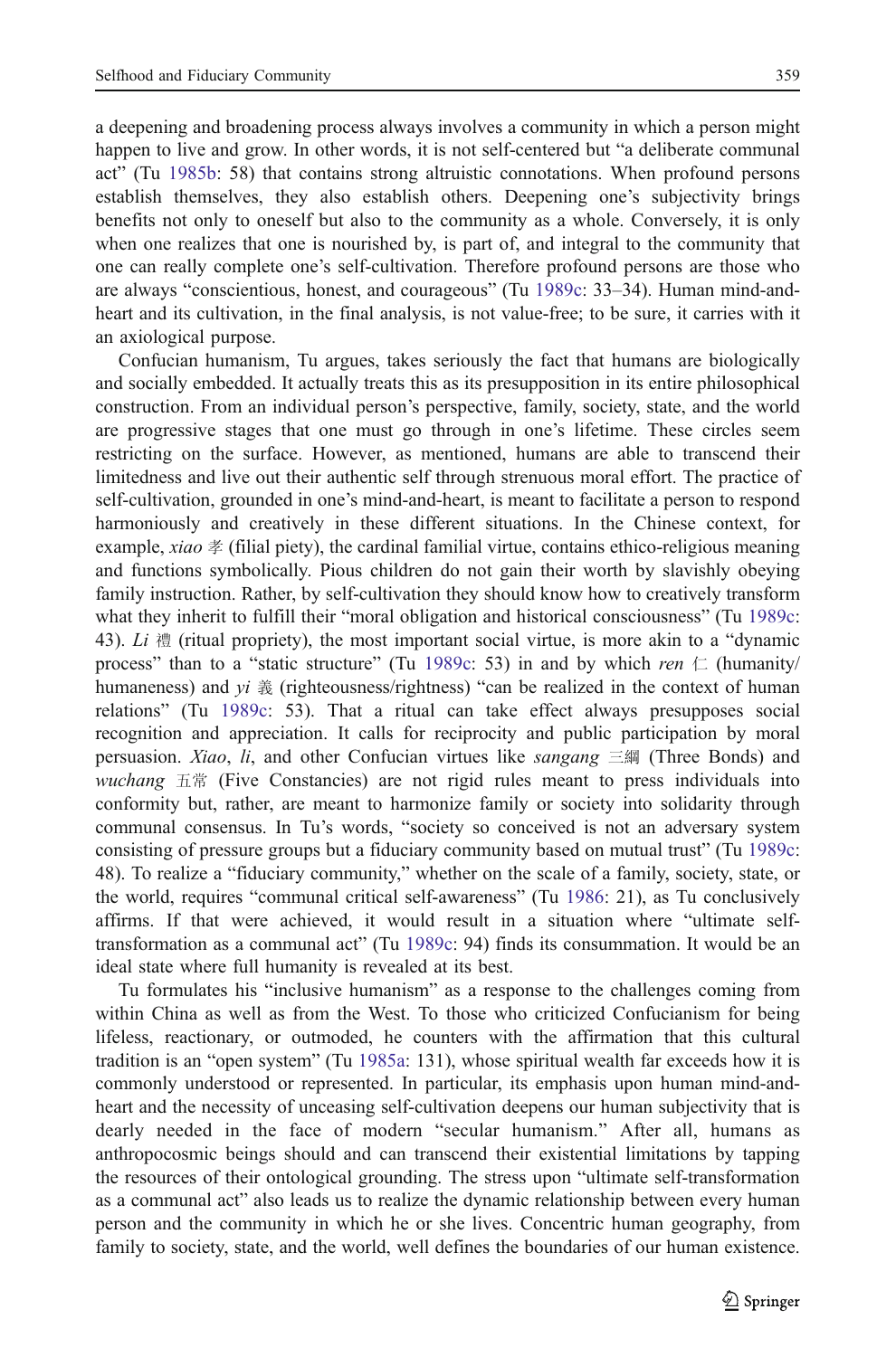a deepening and broadening process always involves a community in which a person might happen to live and grow. In other words, it is not self-centered but "a deliberate communal act" (Tu 1985b: 58) that contains strong altruistic connotations. When profound persons establish themselves, they also establish others. Deepening one's subjectivity brings benefits not only to oneself but also to the community as a whole. Conversely, it is only when one realizes that one is nourished by, is part of, and integral to the community that one can really complete one's self-cultivation. Therefore profound persons are those who are always "conscientious, honest, and courageous" (Tu 1989c: 33–34). Human mind-and-heart and its cultivation, in the final analysis, is not value-free; to be sure, it carries with it an axiological purpose.

Confucian humanism, Tu argues, takes seriously the fact that humans are biologically and socially embedded. It actually treats this as its presupposition in its entire philosophical construction. From an individual person's perspective, family, society, state, and the world are progressive stages that one must go through in one's lifetime. These circles seem restricting on the surface. However, as mentioned, humans are able to transcend their limitedness and live out their authentic self through strenuous moral effort. The practice of self-cultivation, grounded in one's mind-and-heart, is meant to facilitate a person to respond harmoniously and creatively in these different situations. In the Chinese context, for example, *xiao* 孝 (filial piety), the cardinal familial virtue, contains ethico-religious meaning and functions symbolically. Pious children do not gain their worth by slavishly obeying family instruction. Rather, by self-cultivation they should know how to creatively transform what they inherit to fulfill their "moral obligation and historical consciousness" (Tu 1989c: 43). *Li* 禮 (ritual propriety), the most important social virtue, is more akin to a "dynamic process" than to a "static structure" (Tu 1989c: 53) in and by which *ren* 仁 (humanity/humaneness) and *yi* 義 (righteousness/rightness) "can be realized in the context of human relations" (Tu 1989c: 53). That a ritual can take effect always presupposes social recognition and appreciation. It calls for reciprocity and public participation by moral persuasion. *Xiao*, *li*, and other Confucian virtues like *sangang* 三綱 (Three Bonds) and *wuchang* 五常 (Five Constancies) are not rigid rules meant to press individuals into conformity but, rather, are meant to harmonize family or society into solidarity through communal consensus. In Tu's words, "society so conceived is not an adversary system consisting of pressure groups but a fiduciary community based on mutual trust" (Tu 1989c: 48). To realize a "fiduciary community," whether on the scale of a family, society, state, or the world, requires "communal critical self-awareness" (Tu 1986: 21), as Tu conclusively affirms. If that were achieved, it would result in a situation where "ultimate self-transformation as a communal act" (Tu 1989c: 94) finds its consummation. It would be an ideal state where full humanity is revealed at its best.

Tu formulates his "inclusive humanism" as a response to the challenges coming from within China as well as from the West. To those who criticized Confucianism for being lifeless, reactionary, or outmoded, he counters with the affirmation that this cultural tradition is an "open system" (Tu 1985a: 131), whose spiritual wealth far exceeds how it is commonly understood or represented. In particular, its emphasis upon human mind-and-heart and the necessity of unceasing self-cultivation deepens our human subjectivity that is dearly needed in the face of modern "secular humanism." After all, humans as anthropocosmic beings should and can transcend their existential limitations by tapping the resources of their ontological grounding. The stress upon "ultimate self-transformation as a communal act" also leads us to realize the dynamic relationship between every human person and the community in which he or she lives. Concentric human geography, from family to society, state, and the world, well defines the boundaries of our human existence.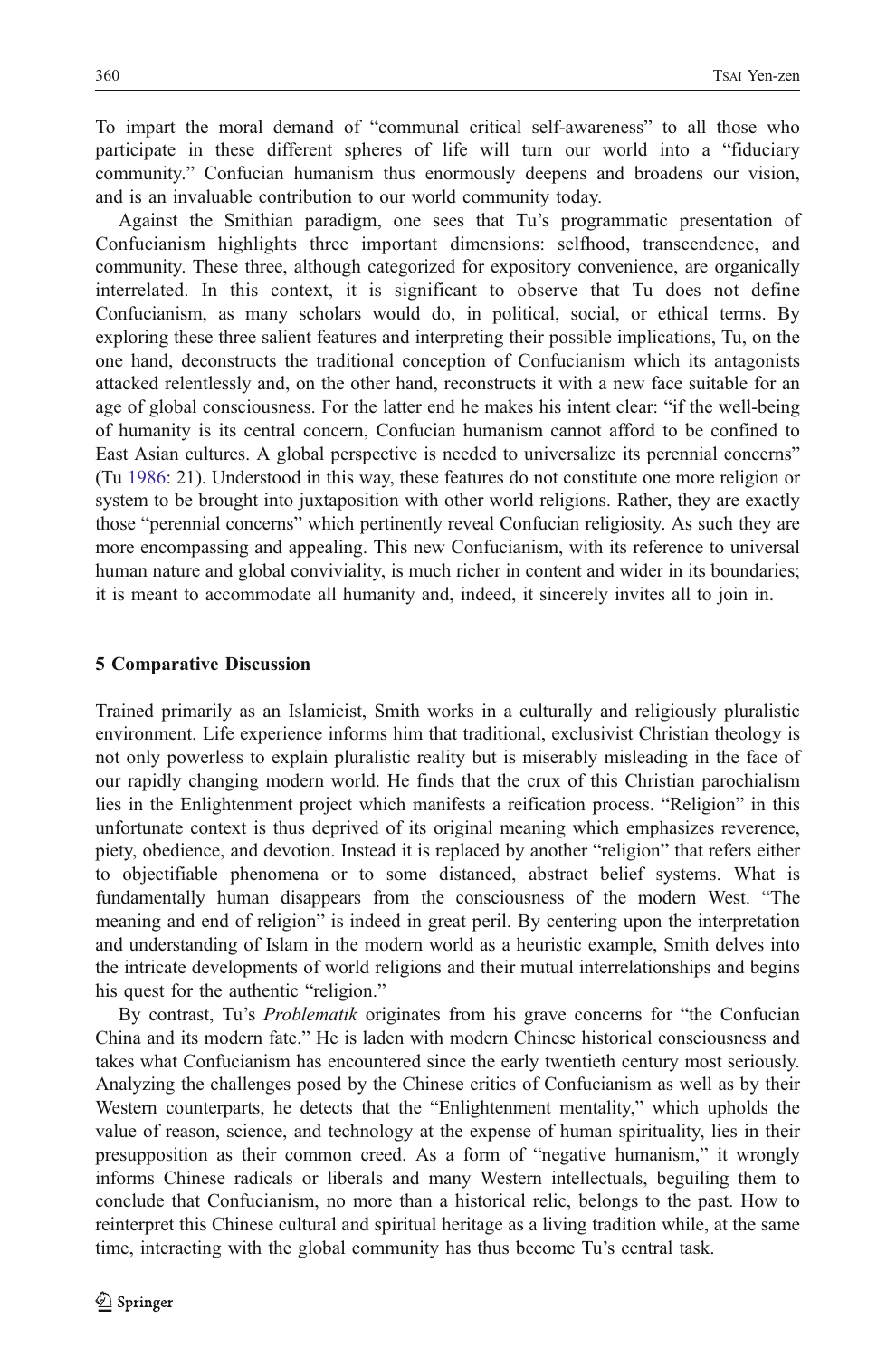To impart the moral demand of "communal critical self-awareness" to all those who participate in these different spheres of life will turn our world into a "fiduciary community." Confucian humanism thus enormously deepens and broadens our vision, and is an invaluable contribution to our world community today.

Against the Smithian paradigm, one sees that Tu's programmatic presentation of Confucianism highlights three important dimensions: selfhood, transcendence, and community. These three, although categorized for expository convenience, are organically interrelated. In this context, it is significant to observe that Tu does not define Confucianism, as many scholars would do, in political, social, or ethical terms. By exploring these three salient features and interpreting their possible implications, Tu, on the one hand, deconstructs the traditional conception of Confucianism which its antagonists attacked relentlessly and, on the other hand, reconstructs it with a new face suitable for an age of global consciousness. For the latter end he makes his intent clear: "if the well-being of humanity is its central concern, Confucian humanism cannot afford to be confined to East Asian cultures. A global perspective is needed to universalize its perennial concerns" (Tu 1986: 21). Understood in this way, these features do not constitute one more religion or system to be brought into juxtaposition with other world religions. Rather, they are exactly those "perennial concerns" which pertinently reveal Confucian religiosity. As such they are more encompassing and appealing. This new Confucianism, with its reference to universal human nature and global conviviality, is much richer in content and wider in its boundaries; it is meant to accommodate all humanity and, indeed, it sincerely invites all to join in.

## 5 Comparative Discussion

Trained primarily as an Islamicist, Smith works in a culturally and religiously pluralistic environment. Life experience informs him that traditional, exclusivist Christian theology is not only powerless to explain pluralistic reality but is miserably misleading in the face of our rapidly changing modern world. He finds that the crux of this Christian parochialism lies in the Enlightenment project which manifests a reification process. "Religion" in this unfortunate context is thus deprived of its original meaning which emphasizes reverence, piety, obedience, and devotion. Instead it is replaced by another "religion" that refers either to objectifiable phenomena or to some distanced, abstract belief systems. What is fundamentally human disappears from the consciousness of the modern West. "The meaning and end of religion" is indeed in great peril. By centering upon the interpretation and understanding of Islam in the modern world as a heuristic example, Smith delves into the intricate developments of world religions and their mutual interrelationships and begins his quest for the authentic "religion."

By contrast, Tu's *Problematik* originates from his grave concerns for "the Confucian China and its modern fate." He is laden with modern Chinese historical consciousness and takes what Confucianism has encountered since the early twentieth century most seriously. Analyzing the challenges posed by the Chinese critics of Confucianism as well as by their Western counterparts, he detects that the "Enlightenment mentality," which upholds the value of reason, science, and technology at the expense of human spirituality, lies in their presupposition as their common creed. As a form of "negative humanism," it wrongly informs Chinese radicals or liberals and many Western intellectuals, beguiling them to conclude that Confucianism, no more than a historical relic, belongs to the past. How to reinterpret this Chinese cultural and spiritual heritage as a living tradition while, at the same time, interacting with the global community has thus become Tu's central task.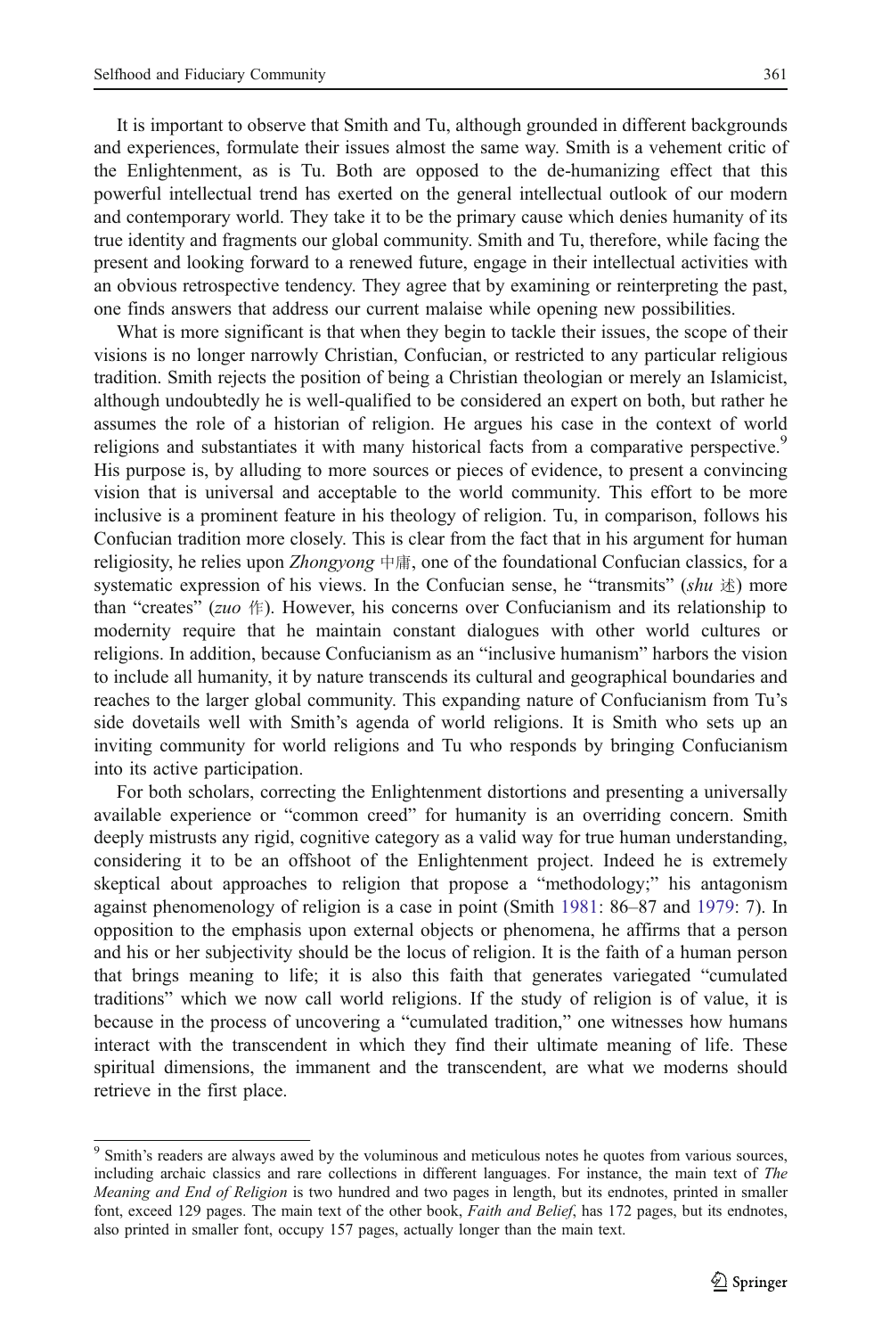It is important to observe that Smith and Tu, although grounded in different backgrounds and experiences, formulate their issues almost the same way. Smith is a vehement critic of the Enlightenment, as is Tu. Both are opposed to the de-humanizing effect that this powerful intellectual trend has exerted on the general intellectual outlook of our modern and contemporary world. They take it to be the primary cause which denies humanity of its true identity and fragments our global community. Smith and Tu, therefore, while facing the present and looking forward to a renewed future, engage in their intellectual activities with an obvious retrospective tendency. They agree that by examining or reinterpreting the past, one finds answers that address our current malaise while opening new possibilities.

What is more significant is that when they begin to tackle their issues, the scope of their visions is no longer narrowly Christian, Confucian, or restricted to any particular religious tradition. Smith rejects the position of being a Christian theologian or merely an Islamicist, although undoubtedly he is well-qualified to be considered an expert on both, but rather he assumes the role of a historian of religion. He argues his case in the context of world religions and substantiates it with many historical facts from a comparative perspective.[9] His purpose is, by alluding to more sources or pieces of evidence, to present a convincing vision that is universal and acceptable to the world community. This effort to be more inclusive is a prominent feature in his theology of religion. Tu, in comparison, follows his Confucian tradition more closely. This is clear from the fact that in his argument for human religiosity, he relies upon *Zhongyong* 中庸, one of the foundational Confucian classics, for a systematic expression of his views. In the Confucian sense, he "transmits" (*shu* 述) more than "creates" (*zuo* 作). However, his concerns over Confucianism and its relationship to modernity require that he maintain constant dialogues with other world cultures or religions. In addition, because Confucianism as an "inclusive humanism" harbors the vision to include all humanity, it by nature transcends its cultural and geographical boundaries and reaches to the larger global community. This expanding nature of Confucianism from Tu's side dovetails well with Smith's agenda of world religions. It is Smith who sets up an inviting community for world religions and Tu who responds by bringing Confucianism into its active participation.

For both scholars, correcting the Enlightenment distortions and presenting a universally available experience or "common creed" for humanity is an overriding concern. Smith deeply mistrusts any rigid, cognitive category as a valid way for true human understanding, considering it to be an offshoot of the Enlightenment project. Indeed he is extremely skeptical about approaches to religion that propose a "methodology;" his antagonism against phenomenology of religion is a case in point (Smith 1981: 86–87 and 1979: 7). In opposition to the emphasis upon external objects or phenomena, he affirms that a person and his or her subjectivity should be the locus of religion. It is the faith of a human person that brings meaning to life; it is also this faith that generates variegated "cumulated traditions" which we now call world religions. If the study of religion is of value, it is because in the process of uncovering a "cumulated tradition," one witnesses how humans interact with the transcendent in which they find their ultimate meaning of life. These spiritual dimensions, the immanent and the transcendent, are what we moderns should retrieve in the first place.

---

[9] Smith's readers are always awed by the voluminous and meticulous notes he quotes from various sources, including archaic classics and rare collections in different languages. For instance, the main text of *The Meaning and End of Religion* is two hundred and two pages in length, but its endnotes, printed in smaller font, exceed 129 pages. The main text of the other book, *Faith and Belief*, has 172 pages, but its endnotes, also printed in smaller font, occupy 157 pages, actually longer than the main text.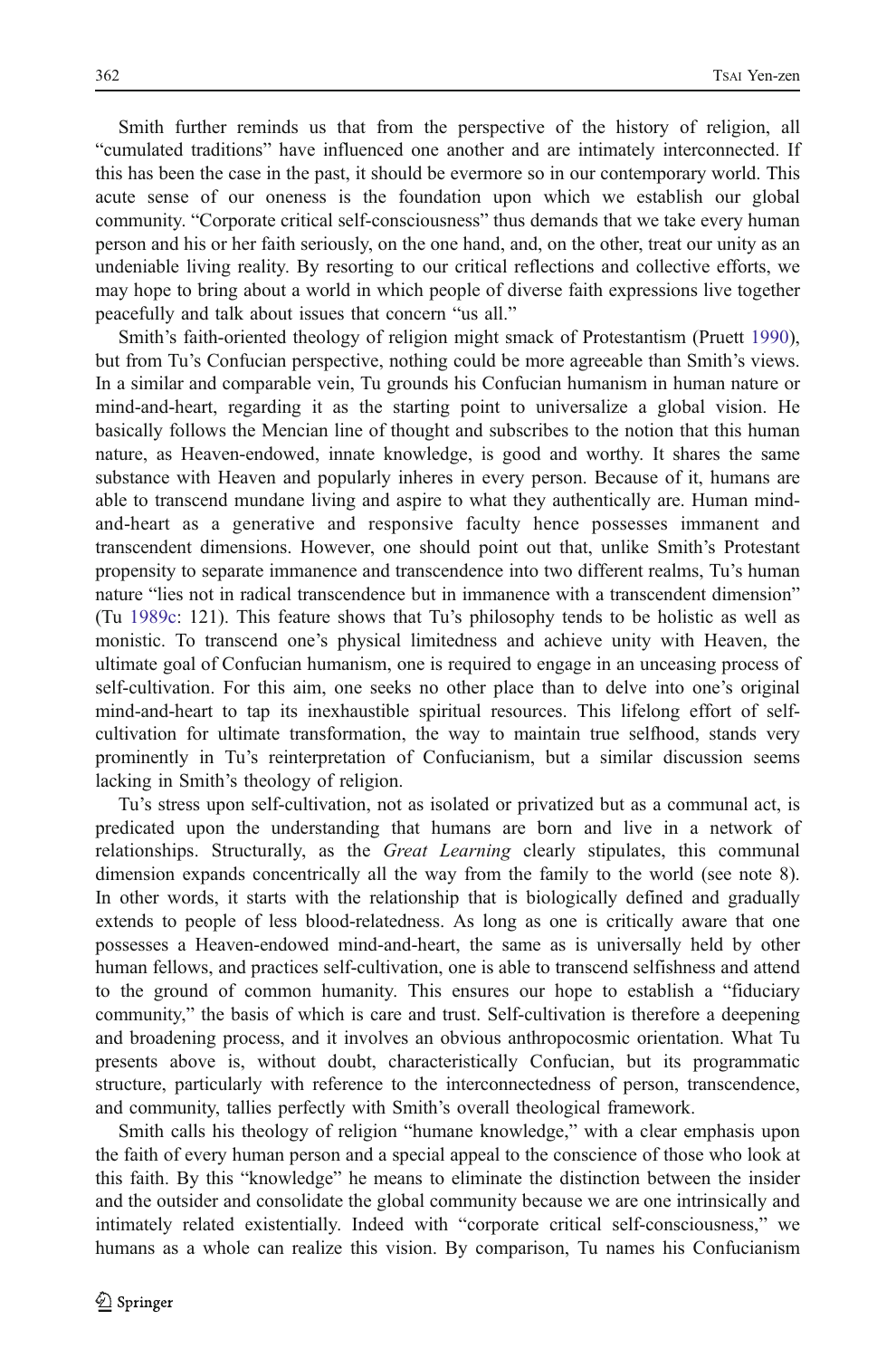Smith further reminds us that from the perspective of the history of religion, all "cumulated traditions" have influenced one another and are intimately interconnected. If this has been the case in the past, it should be evermore so in our contemporary world. This acute sense of our oneness is the foundation upon which we establish our global community. "Corporate critical self-consciousness" thus demands that we take every human person and his or her faith seriously, on the one hand, and, on the other, treat our unity as an undeniable living reality. By resorting to our critical reflections and collective efforts, we may hope to bring about a world in which people of diverse faith expressions live together peacefully and talk about issues that concern "us all."

Smith's faith-oriented theology of religion might smack of Protestantism (Pruett 1990), but from Tu's Confucian perspective, nothing could be more agreeable than Smith's views. In a similar and comparable vein, Tu grounds his Confucian humanism in human nature or mind-and-heart, regarding it as the starting point to universalize a global vision. He basically follows the Mencian line of thought and subscribes to the notion that this human nature, as Heaven-endowed, innate knowledge, is good and worthy. It shares the same substance with Heaven and popularly inheres in every person. Because of it, humans are able to transcend mundane living and aspire to what they authentically are. Human mind-and-heart as a generative and responsive faculty hence possesses immanent and transcendent dimensions. However, one should point out that, unlike Smith's Protestant propensity to separate immanence and transcendence into two different realms, Tu's human nature "lies not in radical transcendence but in immanence with a transcendent dimension" (Tu 1989c: 121). This feature shows that Tu's philosophy tends to be holistic as well as monistic. To transcend one's physical limitedness and achieve unity with Heaven, the ultimate goal of Confucian humanism, one is required to engage in an unceasing process of self-cultivation. For this aim, one seeks no other place than to delve into one's original mind-and-heart to tap its inexhaustible spiritual resources. This lifelong effort of self-cultivation for ultimate transformation, the way to maintain true selfhood, stands very prominently in Tu's reinterpretation of Confucianism, but a similar discussion seems lacking in Smith's theology of religion.

Tu's stress upon self-cultivation, not as isolated or privatized but as a communal act, is predicated upon the understanding that humans are born and live in a network of relationships. Structurally, as the *Great Learning* clearly stipulates, this communal dimension expands concentrically all the way from the family to the world (see note 8). In other words, it starts with the relationship that is biologically defined and gradually extends to people of less blood-relatedness. As long as one is critically aware that one possesses a Heaven-endowed mind-and-heart, the same as is universally held by other human fellows, and practices self-cultivation, one is able to transcend selfishness and attend to the ground of common humanity. This ensures our hope to establish a "fiduciary community," the basis of which is care and trust. Self-cultivation is therefore a deepening and broadening process, and it involves an obvious anthropocosmic orientation. What Tu presents above is, without doubt, characteristically Confucian, but its programmatic structure, particularly with reference to the interconnectedness of person, transcendence, and community, tallies perfectly with Smith's overall theological framework.

Smith calls his theology of religion "humane knowledge," with a clear emphasis upon the faith of every human person and a special appeal to the conscience of those who look at this faith. By this "knowledge" he means to eliminate the distinction between the insider and the outsider and consolidate the global community because we are one intrinsically and intimately related existentially. Indeed with "corporate critical self-consciousness," we humans as a whole can realize this vision. By comparison, Tu names his Confucianism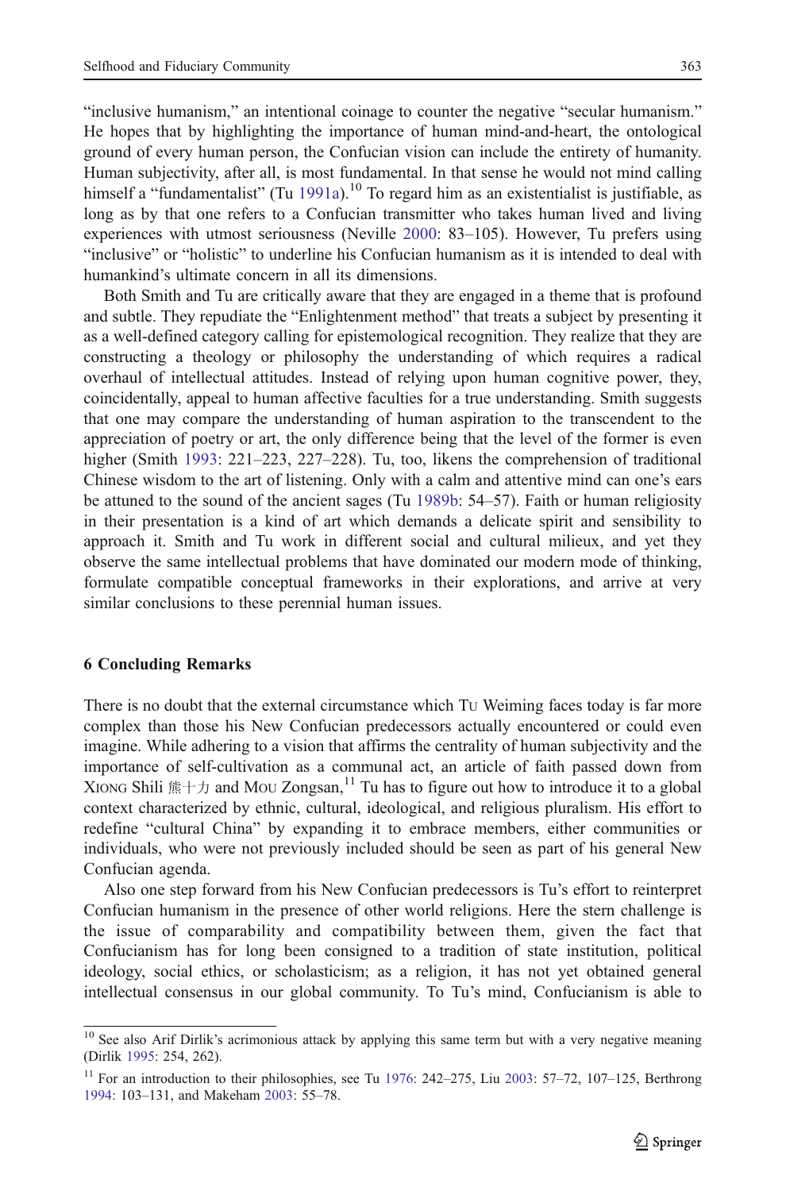"inclusive humanism," an intentional coinage to counter the negative "secular humanism." He hopes that by highlighting the importance of human mind-and-heart, the ontological ground of every human person, the Confucian vision can include the entirety of humanity. Human subjectivity, after all, is most fundamental. In that sense he would not mind calling himself a "fundamentalist" (Tu 1991a).[10] To regard him as an existentialist is justifiable, as long as by that one refers to a Confucian transmitter who takes human lived and living experiences with utmost seriousness (Neville 2000: 83–105). However, Tu prefers using "inclusive" or "holistic" to underline his Confucian humanism as it is intended to deal with humankind's ultimate concern in all its dimensions.

Both Smith and Tu are critically aware that they are engaged in a theme that is profound and subtle. They repudiate the "Enlightenment method" that treats a subject by presenting it as a well-defined category calling for epistemological recognition. They realize that they are constructing a theology or philosophy the understanding of which requires a radical overhaul of intellectual attitudes. Instead of relying upon human cognitive power, they, coincidentally, appeal to human affective faculties for a true understanding. Smith suggests that one may compare the understanding of human aspiration to the transcendent to the appreciation of poetry or art, the only difference being that the level of the former is even higher (Smith 1993: 221–223, 227–228). Tu, too, likens the comprehension of traditional Chinese wisdom to the art of listening. Only with a calm and attentive mind can one's ears be attuned to the sound of the ancient sages (Tu 1989b: 54–57). Faith or human religiosity in their presentation is a kind of art which demands a delicate spirit and sensibility to approach it. Smith and Tu work in different social and cultural milieux, and yet they observe the same intellectual problems that have dominated our modern mode of thinking, formulate compatible conceptual frameworks in their explorations, and arrive at very similar conclusions to these perennial human issues.

## 6 Concluding Remarks

There is no doubt that the external circumstance which Tu Weiming faces today is far more complex than those his New Confucian predecessors actually encountered or could even imagine. While adhering to a vision that affirms the centrality of human subjectivity and the importance of self-cultivation as a communal act, an article of faith passed down from Xiong Shili 熊十力 and Mou Zongsan,[11] Tu has to figure out how to introduce it to a global context characterized by ethnic, cultural, ideological, and religious pluralism. His effort to redefine "cultural China" by expanding it to embrace members, either communities or individuals, who were not previously included should be seen as part of his general New Confucian agenda.

Also one step forward from his New Confucian predecessors is Tu's effort to reinterpret Confucian humanism in the presence of other world religions. Here the stern challenge is the issue of comparability and compatibility between them, given the fact that Confucianism has for long been consigned to a tradition of state institution, political ideology, social ethics, or scholasticism; as a religion, it has not yet obtained general intellectual consensus in our global community. To Tu's mind, Confucianism is able to

[10] See also Arif Dirlik's acrimonious attack by applying this same term but with a very negative meaning (Dirlik 1995: 254, 262).

[11] For an introduction to their philosophies, see Tu 1976: 242–275, Liu 2003: 57–72, 107–125, Berthrong 1994: 103–131, and Makeham 2003: 55–78.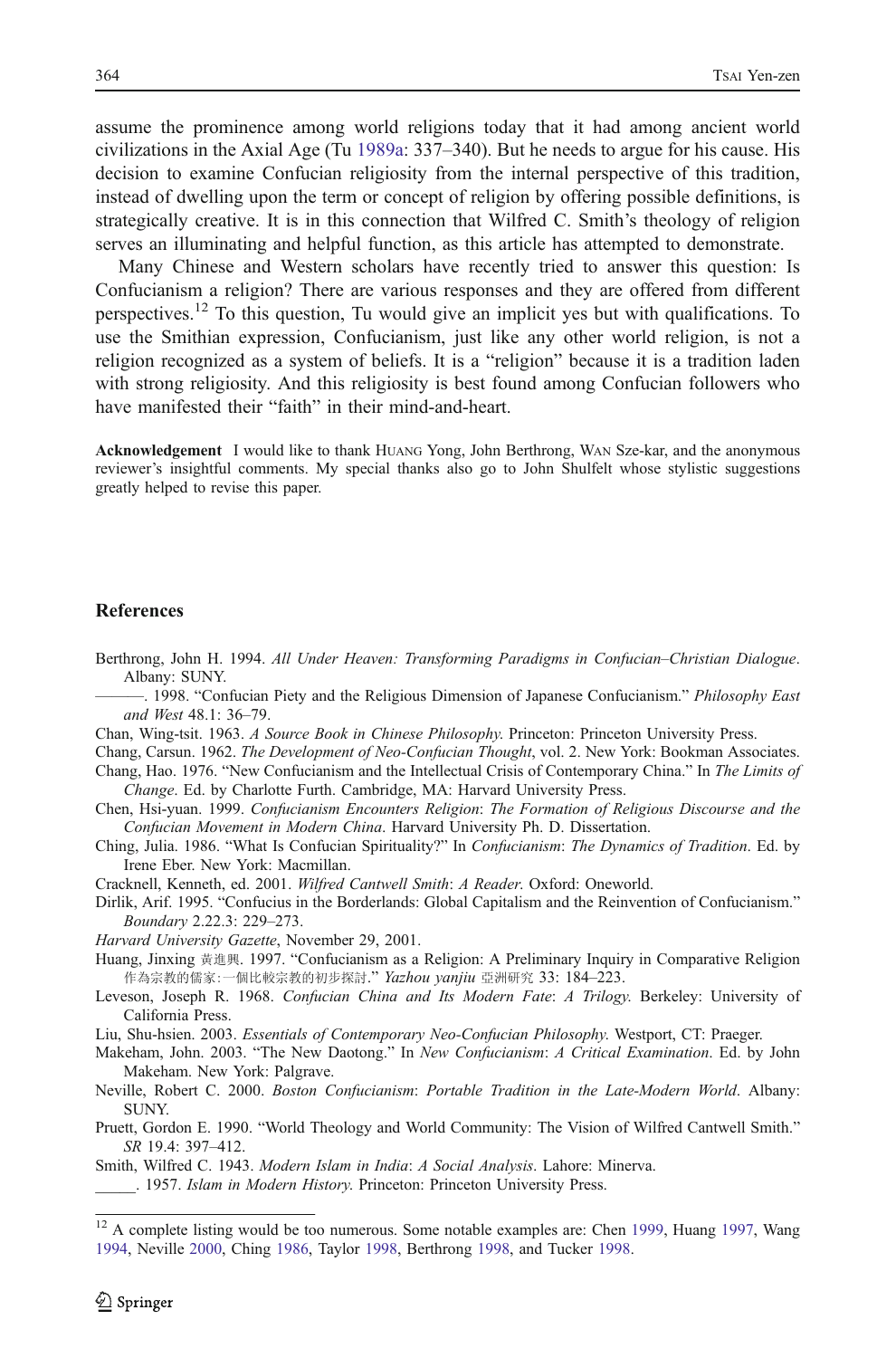assume the prominence among world religions today that it had among ancient world civilizations in the Axial Age (Tu 1989a: 337–340). But he needs to argue for his cause. His decision to examine Confucian religiosity from the internal perspective of this tradition, instead of dwelling upon the term or concept of religion by offering possible definitions, is strategically creative. It is in this connection that Wilfred C. Smith's theology of religion serves an illuminating and helpful function, as this article has attempted to demonstrate.

Many Chinese and Western scholars have recently tried to answer this question: Is Confucianism a religion? There are various responses and they are offered from different perspectives.[12] To this question, Tu would give an implicit yes but with qualifications. To use the Smithian expression, Confucianism, just like any other world religion, is not a religion recognized as a system of beliefs. It is a "religion" because it is a tradition laden with strong religiosity. And this religiosity is best found among Confucian followers who have manifested their "faith" in their mind-and-heart.

**Acknowledgement** I would like to thank HUANG Yong, John Berthrong, WAN Sze-kar, and the anonymous reviewer's insightful comments. My special thanks also go to John Shulfelt whose stylistic suggestions greatly helped to revise this paper.

## References

Berthrong, John H. 1994. *All Under Heaven: Transforming Paradigms in Confucian–Christian Dialogue*. Albany: SUNY.

———. 1998. "Confucian Piety and the Religious Dimension of Japanese Confucianism." *Philosophy East and West* 48.1: 36–79.

Chan, Wing-tsit. 1963. *A Source Book in Chinese Philosophy*. Princeton: Princeton University Press.

Chang, Carsun. 1962. *The Development of Neo-Confucian Thought*, vol. 2. New York: Bookman Associates.

Chang, Hao. 1976. "New Confucianism and the Intellectual Crisis of Contemporary China." In *The Limits of Change*. Ed. by Charlotte Furth. Cambridge, MA: Harvard University Press.

Chen, Hsi-yuan. 1999. *Confucianism Encounters Religion*: *The Formation of Religious Discourse and the Confucian Movement in Modern China*. Harvard University Ph. D. Dissertation.

Ching, Julia. 1986. "What Is Confucian Spirituality?" In *Confucianism*: *The Dynamics of Tradition*. Ed. by Irene Eber. New York: Macmillan.

Cracknell, Kenneth, ed. 2001. *Wilfred Cantwell Smith*: *A Reader*. Oxford: Oneworld.

Dirlik, Arif. 1995. "Confucius in the Borderlands: Global Capitalism and the Reinvention of Confucianism." *Boundary* 2.22.3: 229–273.

*Harvard University Gazette*, November 29, 2001.

Huang, Jinxing 黃進興. 1997. "Confucianism as a Religion: A Preliminary Inquiry in Comparative Religion 作為宗教的儒家:一個比較宗教的初步探討." *Yazhou yanjiu* 亞洲研究 33: 184–223.

Leveson, Joseph R. 1968. *Confucian China and Its Modern Fate*: *A Trilogy*. Berkeley: University of California Press.

Liu, Shu-hsien. 2003. *Essentials of Contemporary Neo-Confucian Philosophy*. Westport, CT: Praeger.

Makeham, John. 2003. "The New Daotong." In *New Confucianism*: *A Critical Examination*. Ed. by John Makeham. New York: Palgrave.

Neville, Robert C. 2000. *Boston Confucianism*: *Portable Tradition in the Late-Modern World*. Albany: SUNY.

Pruett, Gordon E. 1990. "World Theology and World Community: The Vision of Wilfred Cantwell Smith." *SR* 19.4: 397–412.

Smith, Wilfred C. 1943. *Modern Islam in India*: *A Social Analysis*. Lahore: Minerva.

_____. 1957. *Islam in Modern History*. Princeton: Princeton University Press.

[12] A complete listing would be too numerous. Some notable examples are: Chen 1999, Huang 1997, Wang 1994, Neville 2000, Ching 1986, Taylor 1998, Berthrong 1998, and Tucker 1998.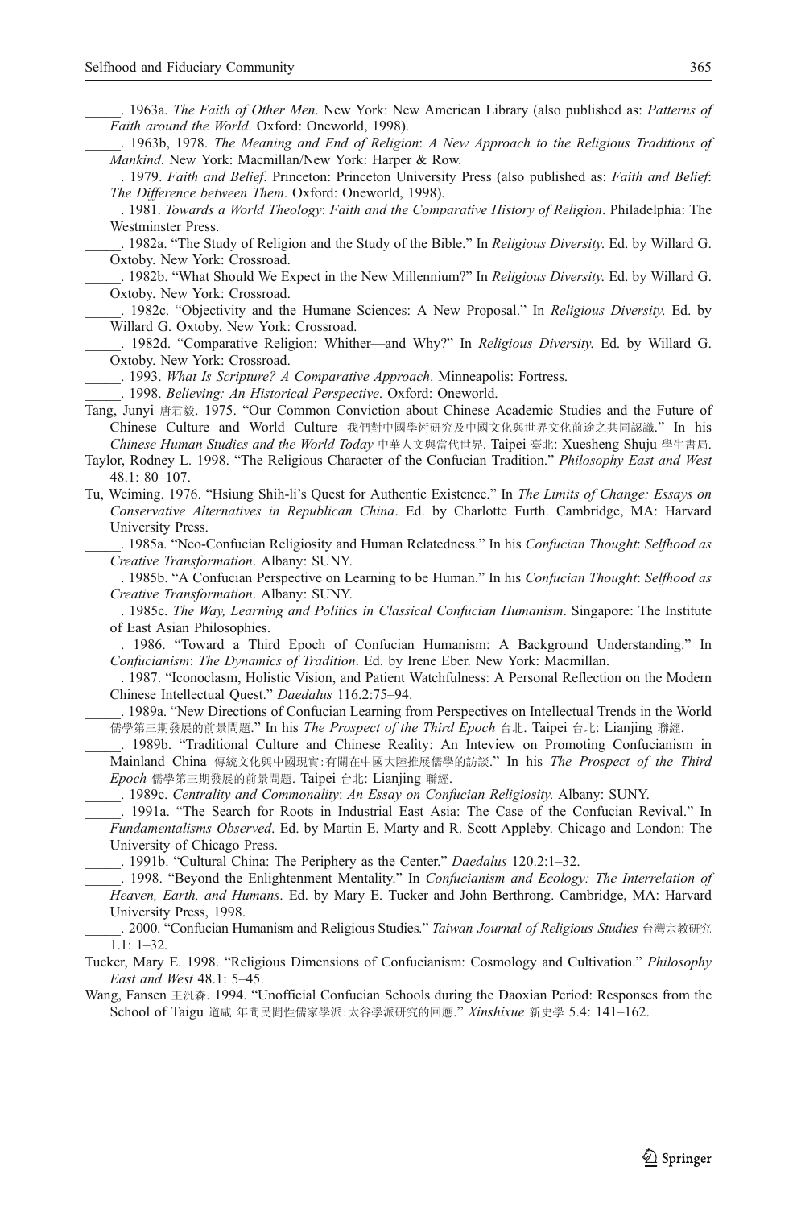_____. 1963a. *The Faith of Other Men*. New York: New American Library (also published as: *Patterns of Faith around the World*. Oxford: Oneworld, 1998).

_____. 1963b, 1978. *The Meaning and End of Religion*: *A New Approach to the Religious Traditions of Mankind*. New York: Macmillan/New York: Harper & Row.

_____. 1979. *Faith and Belief*. Princeton: Princeton University Press (also published as: *Faith and Belief*: *The Difference between Them*. Oxford: Oneworld, 1998).

_____. 1981. *Towards a World Theology*: *Faith and the Comparative History of Religion*. Philadelphia: The Westminster Press.

_____. 1982a. "The Study of Religion and the Study of the Bible." In *Religious Diversity.* Ed. by Willard G. Oxtoby. New York: Crossroad.

_____. 1982b. "What Should We Expect in the New Millennium?" In *Religious Diversity.* Ed. by Willard G. Oxtoby. New York: Crossroad.

_____. 1982c. "Objectivity and the Humane Sciences: A New Proposal." In *Religious Diversity.* Ed. by Willard G. Oxtoby. New York: Crossroad.

_____. 1982d. "Comparative Religion: Whither—and Why?" In *Religious Diversity.* Ed. by Willard G. Oxtoby. New York: Crossroad.

_____. 1993. *What Is Scripture? A Comparative Approach*. Minneapolis: Fortress.

_____. 1998. *Believing: An Historical Perspective*. Oxford: Oneworld.

Tang, Junyi 唐君毅. 1975. "Our Common Conviction about Chinese Academic Studies and the Future of Chinese Culture and World Culture 我們對中國學術研究及中國文化與世界文化前途之共同認識." In his *Chinese Human Studies and the World Today* 中華人文與當代世界. Taipei 臺北: Xuesheng Shuju 學生書局.

Taylor, Rodney L. 1998. "The Religious Character of the Confucian Tradition." *Philosophy East and West* 48.1: 80–107.

Tu, Weiming. 1976. "Hsiung Shih-li's Quest for Authentic Existence." In *The Limits of Change: Essays on Conservative Alternatives in Republican China*. Ed. by Charlotte Furth. Cambridge, MA: Harvard University Press.

_____. 1985a. "Neo-Confucian Religiosity and Human Relatedness." In his *Confucian Thought*: *Selfhood as Creative Transformation*. Albany: SUNY.

_____. 1985b. "A Confucian Perspective on Learning to be Human." In his *Confucian Thought*: *Selfhood as Creative Transformation*. Albany: SUNY.

_____. 1985c. *The Way, Learning and Politics in Classical Confucian Humanism*. Singapore: The Institute of East Asian Philosophies.

_____. 1986. "Toward a Third Epoch of Confucian Humanism: A Background Understanding." In *Confucianism*: *The Dynamics of Tradition*. Ed. by Irene Eber. New York: Macmillan.

_____. 1987. "Iconoclasm, Holistic Vision, and Patient Watchfulness: A Personal Reflection on the Modern Chinese Intellectual Quest." *Daedalus* 116.2:75–94.

_____. 1989a. "New Directions of Confucian Learning from Perspectives on Intellectual Trends in the World 儒學第三期發展的前景問題." In his *The Prospect of the Third Epoch* 台北. Taipei 台北: Lianjing 聯經.

_____. 1989b. "Traditional Culture and Chinese Reality: An Inteview on Promoting Confucianism in Mainland China 傳統文化與中國現實:有關在中國大陸推展儒學的訪談." In his *The Prospect of the Third Epoch* 儒學第三期發展的前景問題. Taipei 台北: Lianjing 聯經.

_____. 1989c. *Centrality and Commonality*: *An Essay on Confucian Religiosity.* Albany: SUNY.

_____. 1991a. "The Search for Roots in Industrial East Asia: The Case of the Confucian Revival." In *Fundamentalisms Observed*. Ed. by Martin E. Marty and R. Scott Appleby. Chicago and London: The University of Chicago Press.

_____. 1991b. "Cultural China: The Periphery as the Center." *Daedalus* 120.2:1–32.

_____. 1998. "Beyond the Enlightenment Mentality." In *Confucianism and Ecology: The Interrelation of Heaven, Earth, and Humans*. Ed. by Mary E. Tucker and John Berthrong. Cambridge, MA: Harvard University Press, 1998.

_____. 2000. "Confucian Humanism and Religious Studies." *Taiwan Journal of Religious Studies* 台灣宗教研究 1.1: 1–32.

Tucker, Mary E. 1998. "Religious Dimensions of Confucianism: Cosmology and Cultivation." *Philosophy East and West* 48.1: 5–45.

Wang, Fansen 王汎森. 1994. "Unofficial Confucian Schools during the Daoxian Period: Responses from the School of Taigu 道咸 年間民間性儒家學派:太谷學派研究的回應." *Xinshixue* 新史學 5.4: 141–162.